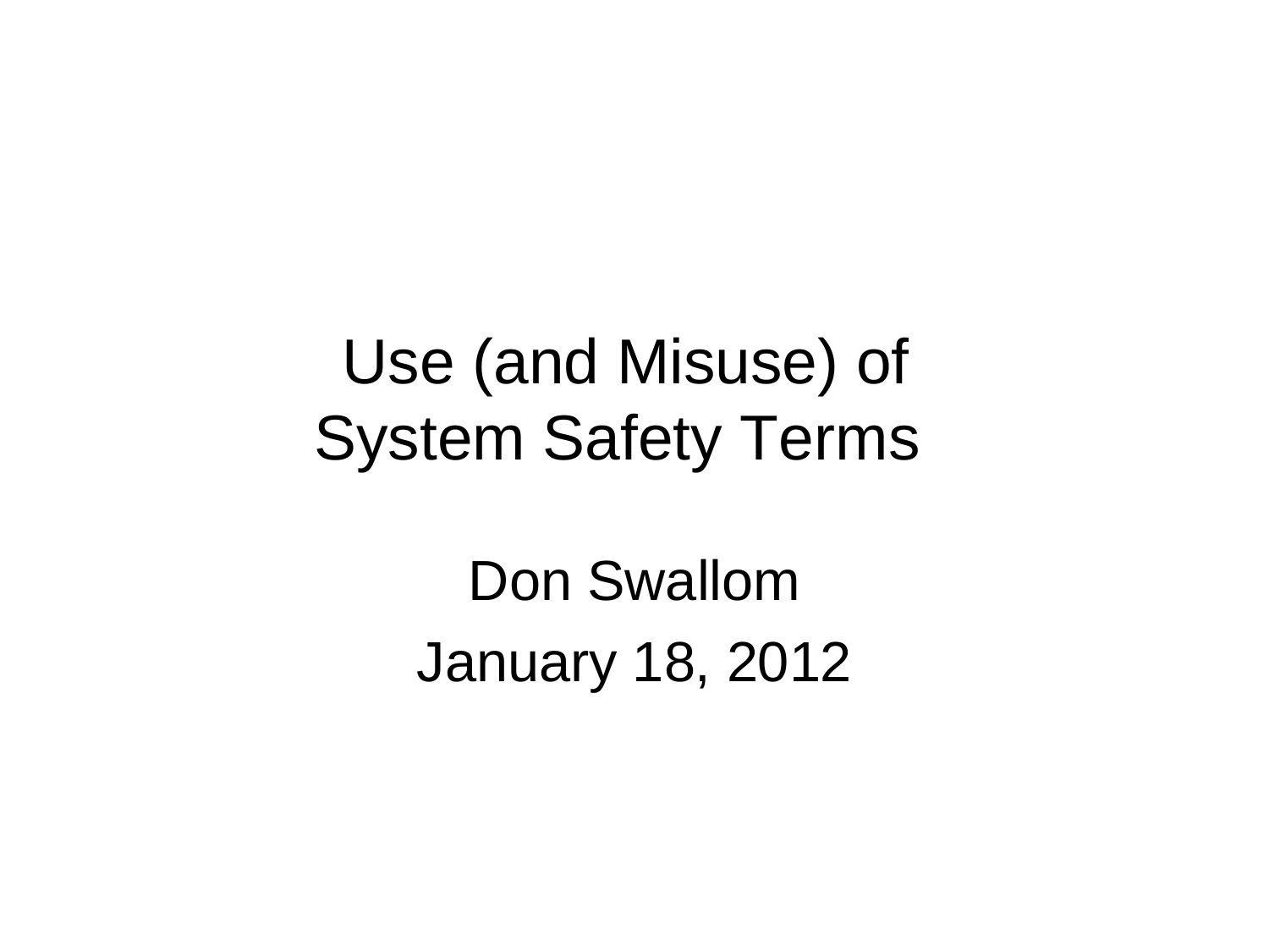# Use (and Misuse) of System Safety Terms

Don Swallom

January 18, 2012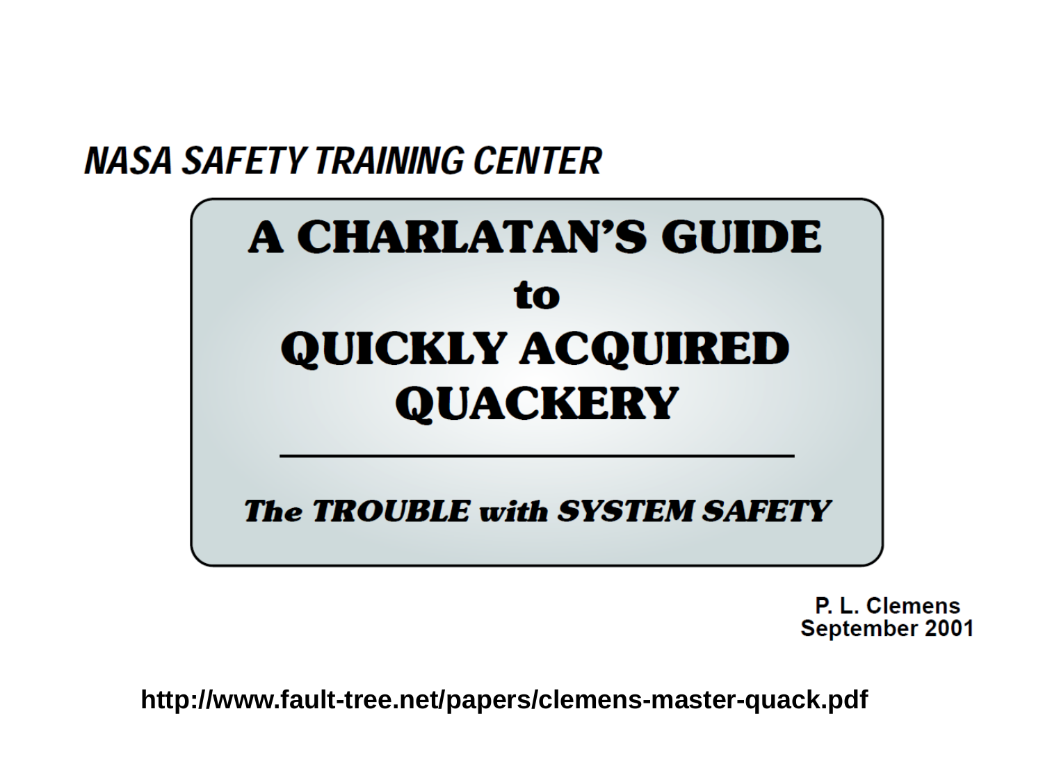**NASA SAFETY TRAINING CENTER**

# A CHARLATAN'S GUIDE to QUICKLY ACQUIRED QUACKERY

***The TROUBLE with SYSTEM SAFETY***

**P. L. Clemens**
**September 2001**

**http://www.fault-tree.net/papers/clemens-master-quack.pdf**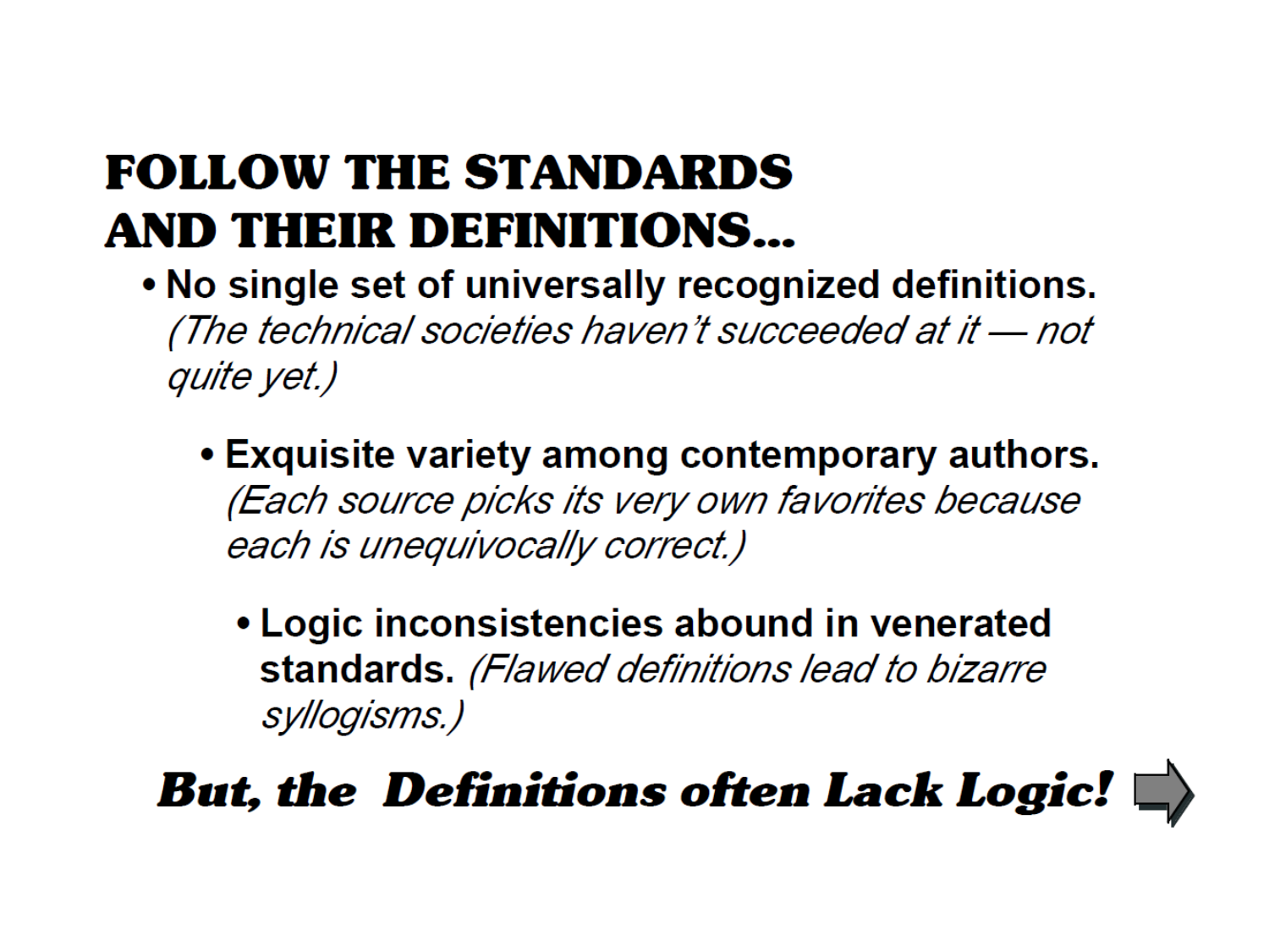# FOLLOW THE STANDARDS AND THEIR DEFINITIONS...

- **No single set of universally recognized definitions.** *(The technical societies haven't succeeded at it — not quite yet.)*

  - **Exquisite variety among contemporary authors.** *(Each source picks its very own favorites because each is unequivocally correct.)*

    - **Logic inconsistencies abound in venerated standards.** *(Flawed definitions lead to bizarre syllogisms.)*

***But, the Definitions often Lack Logic!***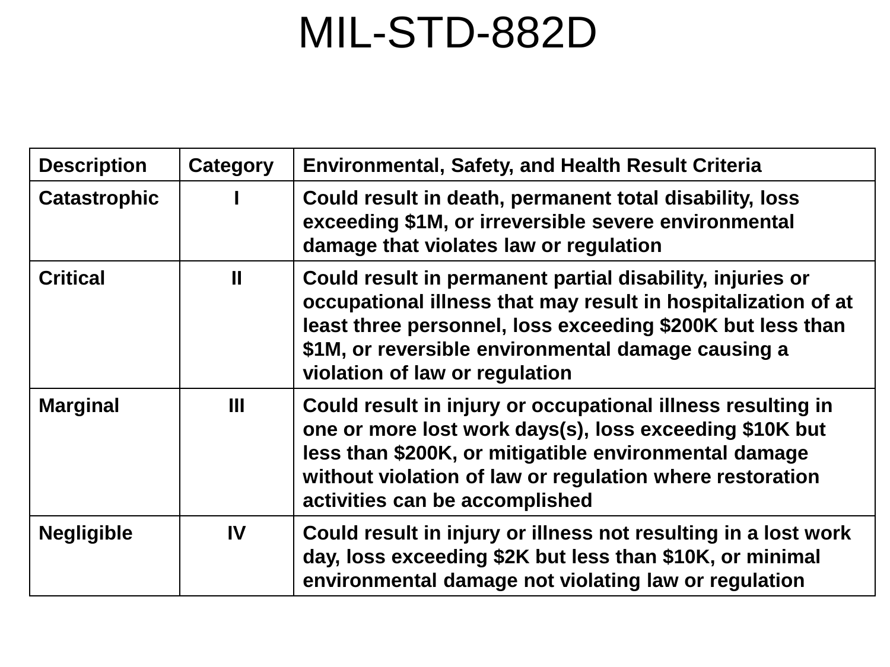# MIL-STD-882D

| Description | Category | Environmental, Safety, and Health Result Criteria |
| --- | --- | --- |
| Catastrophic | I | Could result in death, permanent total disability, loss exceeding $1M, or irreversible severe environmental damage that violates law or regulation |
| Critical | II | Could result in permanent partial disability, injuries or occupational illness that may result in hospitalization of at least three personnel, loss exceeding $200K but less than $1M, or reversible environmental damage causing a violation of law or regulation |
| Marginal | III | Could result in injury or occupational illness resulting in one or more lost work days(s), loss exceeding $10K but less than $200K, or mitigatible environmental damage without violation of law or regulation where restoration activities can be accomplished |
| Negligible | IV | Could result in injury or illness not resulting in a lost work day, loss exceeding $2K but less than $10K, or minimal environmental damage not violating law or regulation |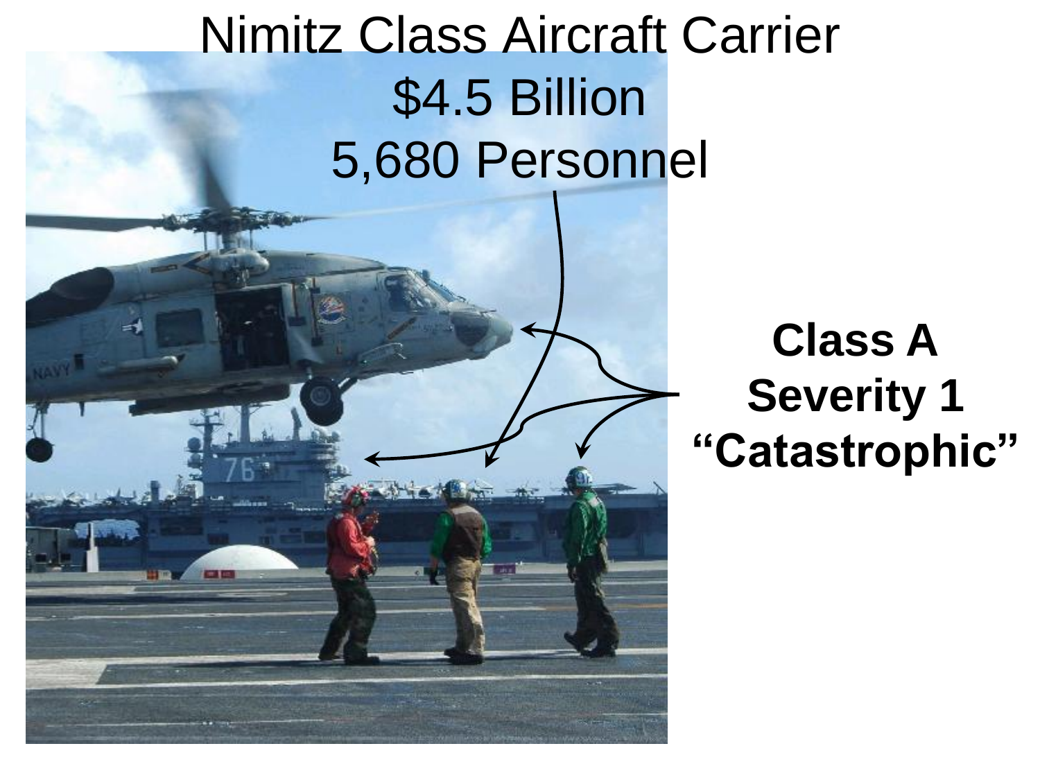Nimitz Class Aircraft Carrier
$4.5 Billion
5,680 Personnel

**Class A**
**Severity 1**
**"Catastrophic"**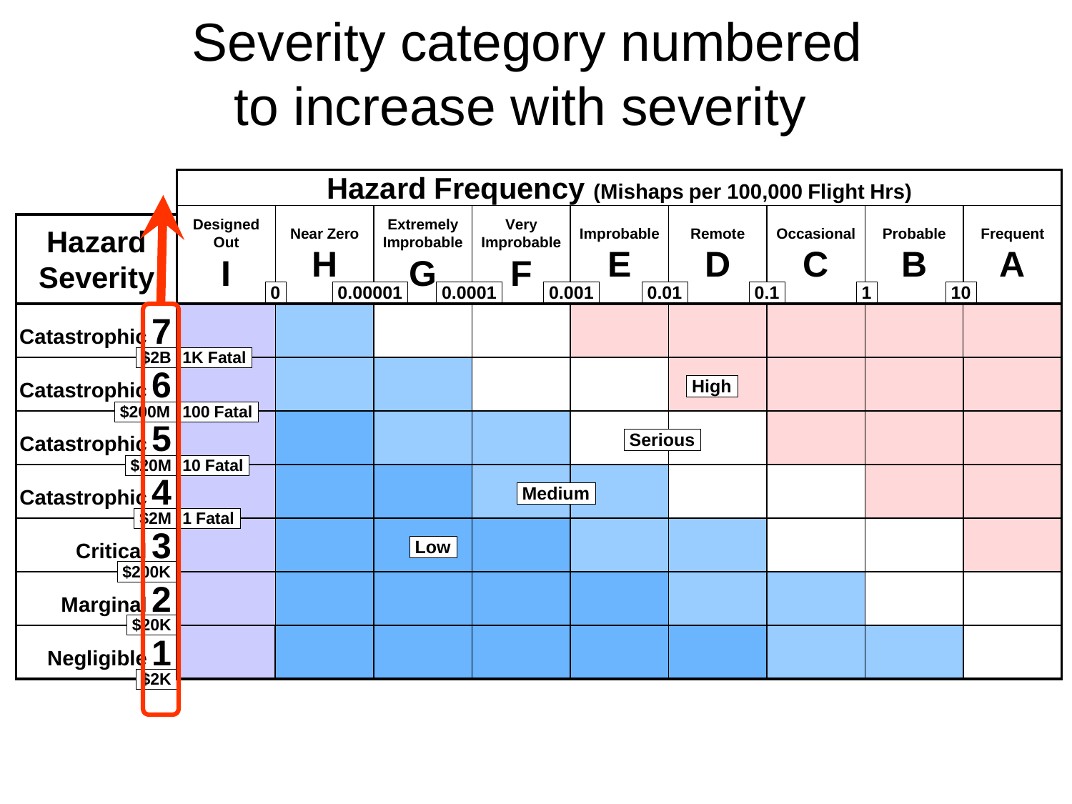# Severity category numbered to increase with severity

| Hazard Severity | | Designed Out I | Near Zero H | Extremely Improbable G | Very Improbable F | Improbable E | Remote D | Occasional C | Probable B | Frequent A |
|---|---|---|---|---|---|---|---|---|---|---|
| | | 0 | 0.00001 | 0.0001 | 0.001 | 0.01 | 0.1 | 1 | 10 | |
| Catastrophic 7 | $2B / 1K Fatal | | | | | | | | | |
| Catastrophic 6 | $200M / 100 Fatal | | | | | | High | | | |
| Catastrophic 5 | $20M / 10 Fatal | | | | | Serious | | | | |
| Catastrophic 4 | $2M / 1 Fatal | | | | Medium | | | | | |
| Critical 3 | $200K | | | Low | | | | | | |
| Marginal 2 | $20K | | | | | | | | | |
| Negligible 1 | $2K | | | | | | | | | |

**Hazard Frequency** (Mishaps per 100,000 Flight Hrs)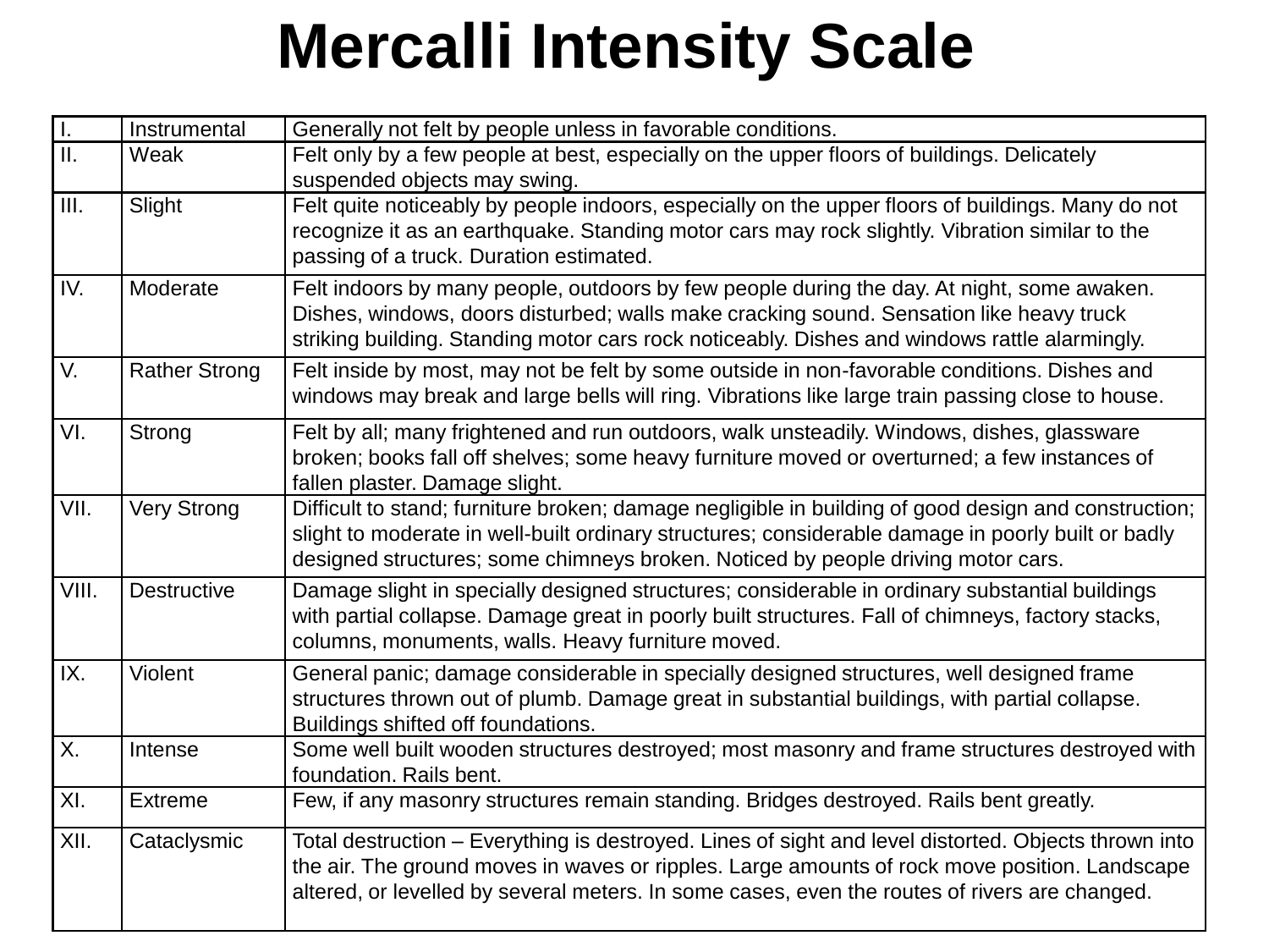# Mercalli Intensity Scale

| | | |
|---|---|---|
| I. | Instrumental | Generally not felt by people unless in favorable conditions. |
| II. | Weak | Felt only by a few people at best, especially on the upper floors of buildings. Delicately suspended objects may swing. |
| III. | Slight | Felt quite noticeably by people indoors, especially on the upper floors of buildings. Many do not recognize it as an earthquake. Standing motor cars may rock slightly. Vibration similar to the passing of a truck. Duration estimated. |
| IV. | Moderate | Felt indoors by many people, outdoors by few people during the day. At night, some awaken. Dishes, windows, doors disturbed; walls make cracking sound. Sensation like heavy truck striking building. Standing motor cars rock noticeably. Dishes and windows rattle alarmingly. |
| V. | Rather Strong | Felt inside by most, may not be felt by some outside in non-favorable conditions. Dishes and windows may break and large bells will ring. Vibrations like large train passing close to house. |
| VI. | Strong | Felt by all; many frightened and run outdoors, walk unsteadily. Windows, dishes, glassware broken; books fall off shelves; some heavy furniture moved or overturned; a few instances of fallen plaster. Damage slight. |
| VII. | Very Strong | Difficult to stand; furniture broken; damage negligible in building of good design and construction; slight to moderate in well-built ordinary structures; considerable damage in poorly built or badly designed structures; some chimneys broken. Noticed by people driving motor cars. |
| VIII. | Destructive | Damage slight in specially designed structures; considerable in ordinary substantial buildings with partial collapse. Damage great in poorly built structures. Fall of chimneys, factory stacks, columns, monuments, walls. Heavy furniture moved. |
| IX. | Violent | General panic; damage considerable in specially designed structures, well designed frame structures thrown out of plumb. Damage great in substantial buildings, with partial collapse. Buildings shifted off foundations. |
| X. | Intense | Some well built wooden structures destroyed; most masonry and frame structures destroyed with foundation. Rails bent. |
| XI. | Extreme | Few, if any masonry structures remain standing. Bridges destroyed. Rails bent greatly. |
| XII. | Cataclysmic | Total destruction – Everything is destroyed. Lines of sight and level distorted. Objects thrown into the air. The ground moves in waves or ripples. Large amounts of rock move position. Landscape altered, or levelled by several meters. In some cases, even the routes of rivers are changed. |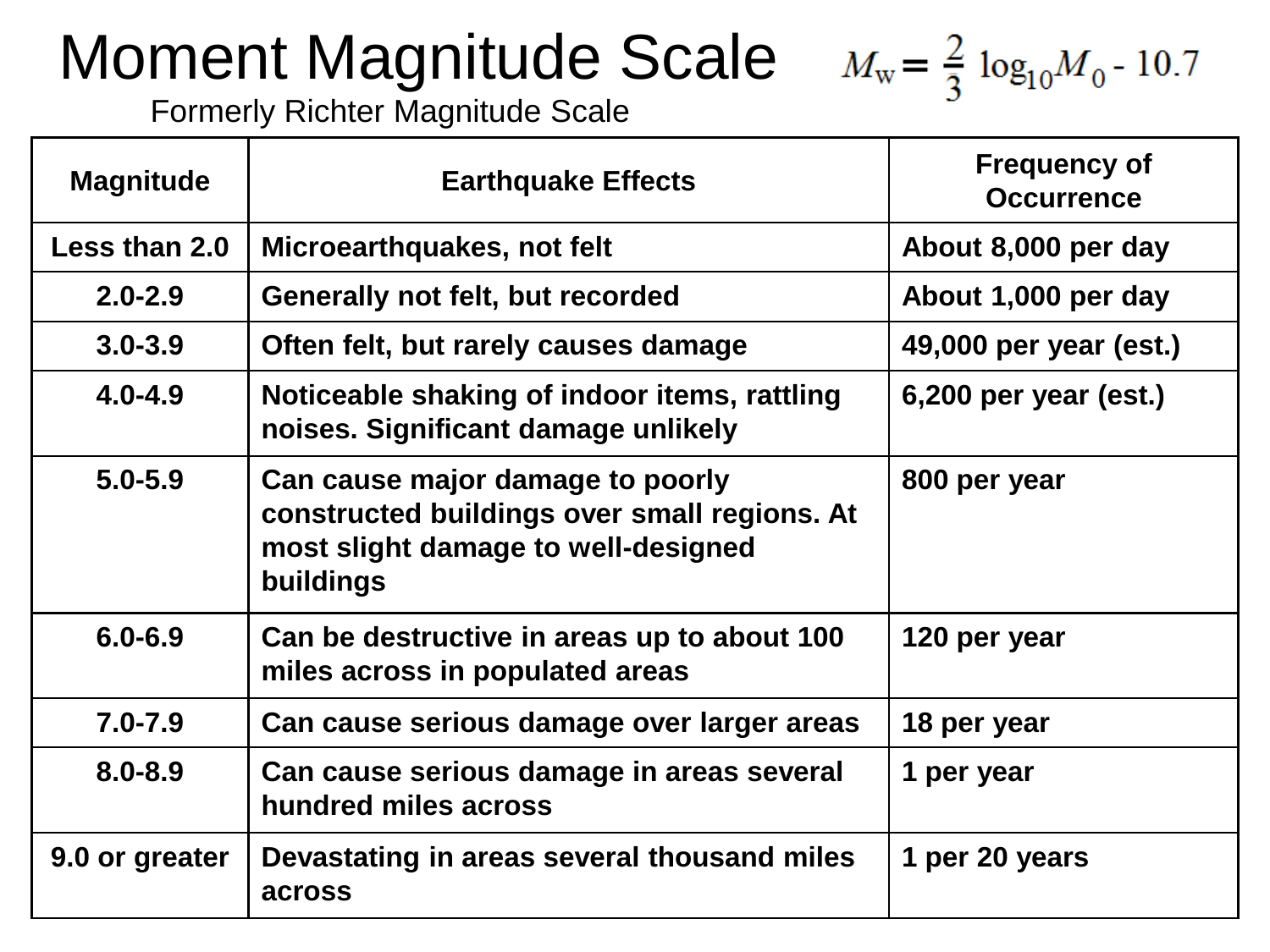# Moment Magnitude Scale

$$M_w = \frac{2}{3} \log_{10} M_0 - 10.7$$

Formerly Richter Magnitude Scale

| Magnitude | Earthquake Effects | Frequency of Occurrence |
| --- | --- | --- |
| Less than 2.0 | Microearthquakes, not felt | About 8,000 per day |
| 2.0-2.9 | Generally not felt, but recorded | About 1,000 per day |
| 3.0-3.9 | Often felt, but rarely causes damage | 49,000 per year (est.) |
| 4.0-4.9 | Noticeable shaking of indoor items, rattling noises. Significant damage unlikely | 6,200 per year (est.) |
| 5.0-5.9 | Can cause major damage to poorly constructed buildings over small regions. At most slight damage to well-designed buildings | 800 per year |
| 6.0-6.9 | Can be destructive in areas up to about 100 miles across in populated areas | 120 per year |
| 7.0-7.9 | Can cause serious damage over larger areas | 18 per year |
| 8.0-8.9 | Can cause serious damage in areas several hundred miles across | 1 per year |
| 9.0 or greater | Devastating in areas several thousand miles across | 1 per 20 years |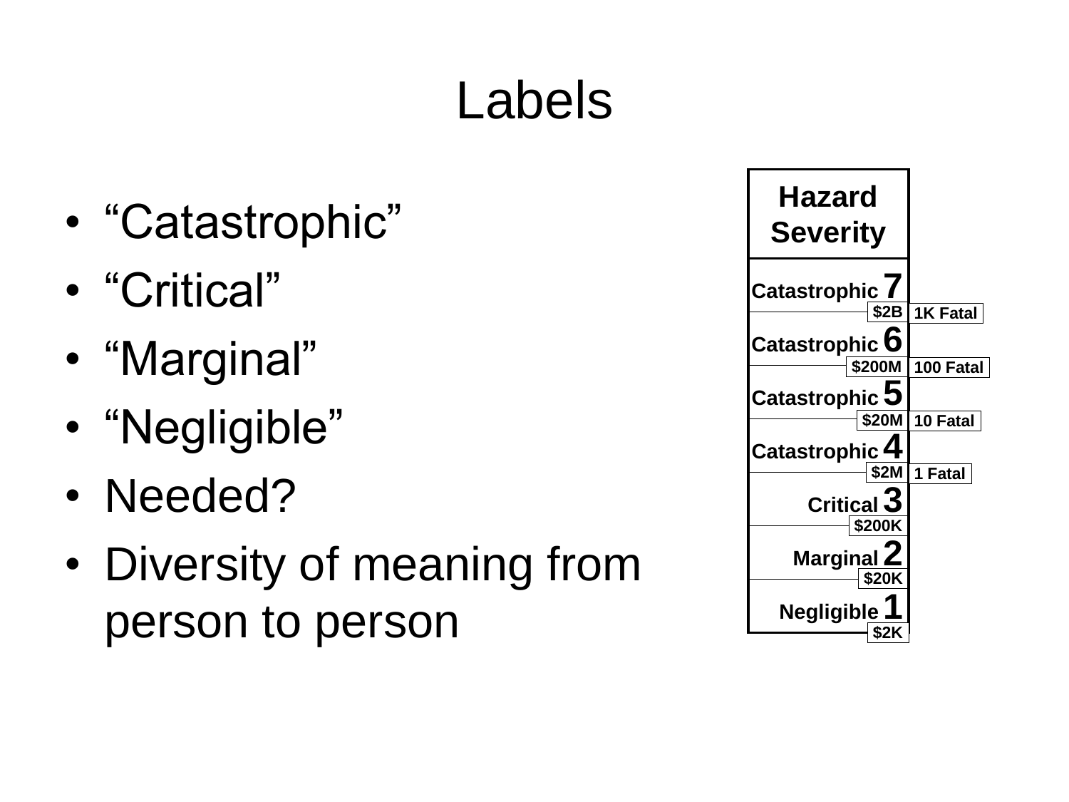# Labels

- "Catastrophic"
- "Critical"
- "Marginal"
- "Negligible"
- Needed?
- Diversity of meaning from person to person

| Hazard Severity | Cost threshold | Fatality threshold |
|---|---|---|
| Catastrophic 7 | | |
| | $2B | 1K Fatal |
| Catastrophic 6 | | |
| | $200M | 100 Fatal |
| Catastrophic 5 | | |
| | $20M | 10 Fatal |
| Catastrophic 4 | | |
| | $2M | 1 Fatal |
| Critical 3 | | |
| | $200K | |
| Marginal 2 | | |
| | $20K | |
| Negligible 1 | | |
| | $2K | |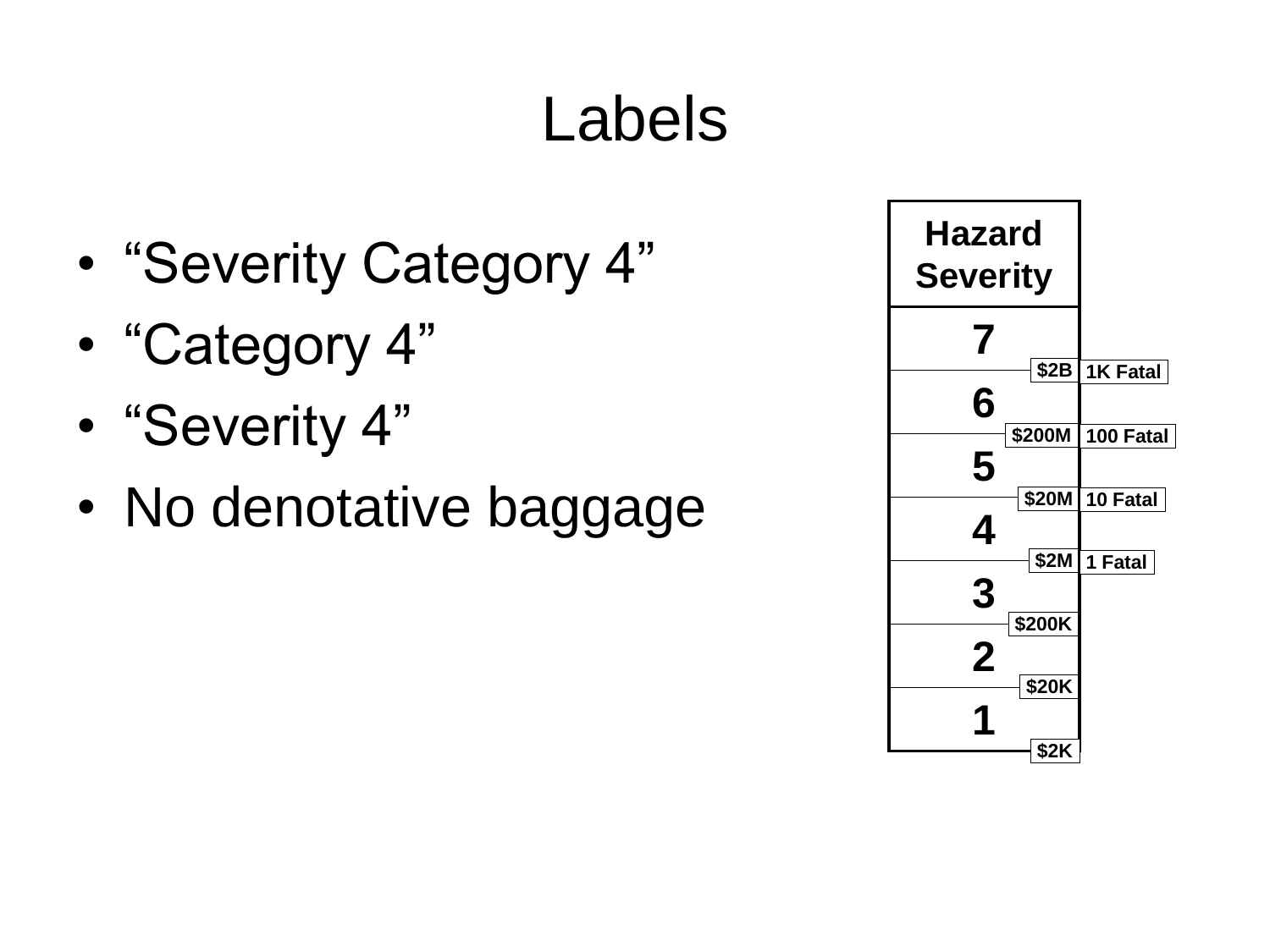# Labels

- "Severity Category 4"
- "Category 4"
- "Severity 4"
- No denotative baggage

| Hazard Severity | Cost boundary | Fatality boundary |
|---|---|---|
| 7 | | |
| | $2B | 1K Fatal |
| 6 | | |
| | $200M | 100 Fatal |
| 5 | | |
| | $20M | 10 Fatal |
| 4 | | |
| | $2M | 1 Fatal |
| 3 | | |
| | $200K | |
| 2 | | |
| | $20K | |
| 1 | | |
| | $2K | |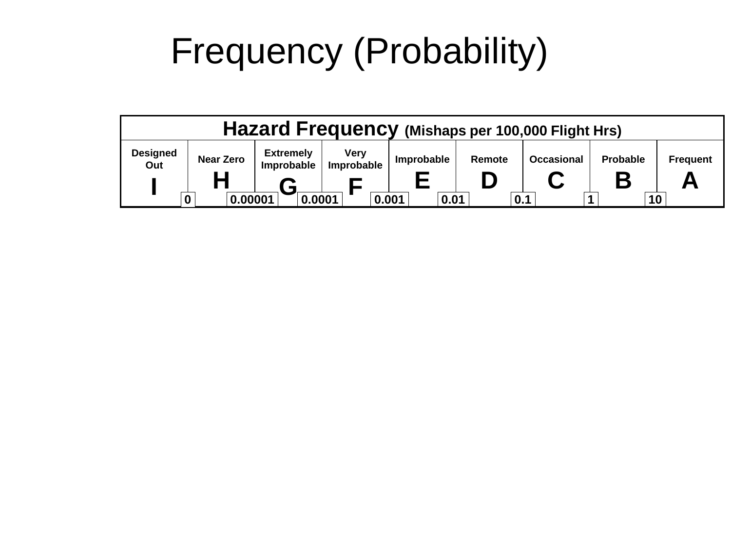# Frequency (Probability)

| Hazard Frequency (Mishaps per 100,000 Flight Hrs) | | | | | | | | |
|---|---|---|---|---|---|---|---|---|
| Designed Out **I** | Near Zero **H** | Extremely Improbable **G** | Very Improbable **F** | Improbable **E** | Remote **D** | Occasional **C** | Probable **B** | Frequent **A** |

Boundaries: 0 | 0.00001 | 0.0001 | 0.001 | 0.01 | 0.1 | 1 | 10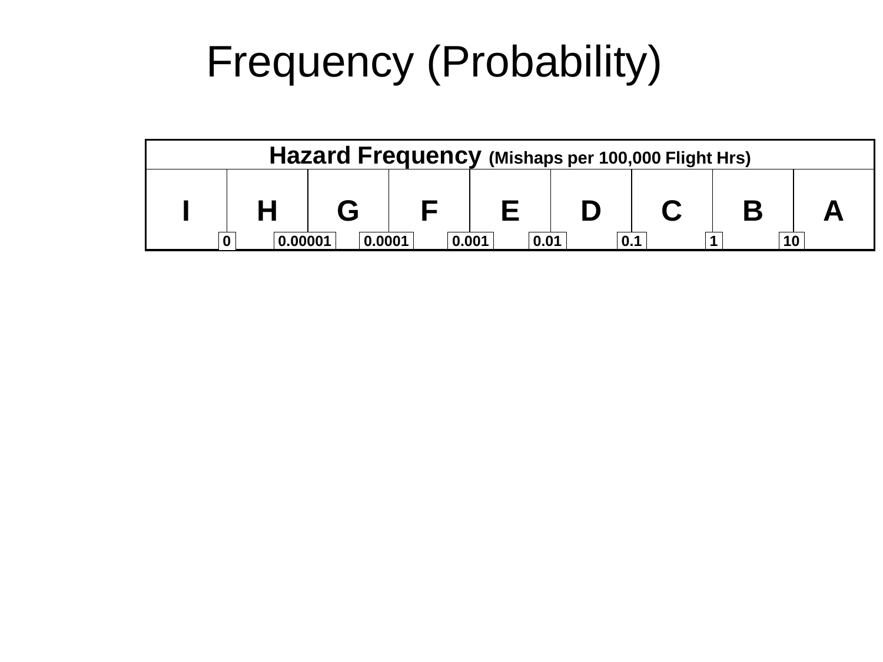# Frequency (Probability)

| Hazard Frequency (Mishaps per 100,000 Flight Hrs) | | | | | | | | |
|---|---|---|---|---|---|---|---|---|
| I | H | G | F | E | D | C | B | A |

Boundaries: 0 | 0.00001 | 0.0001 | 0.001 | 0.01 | 0.1 | 1 | 10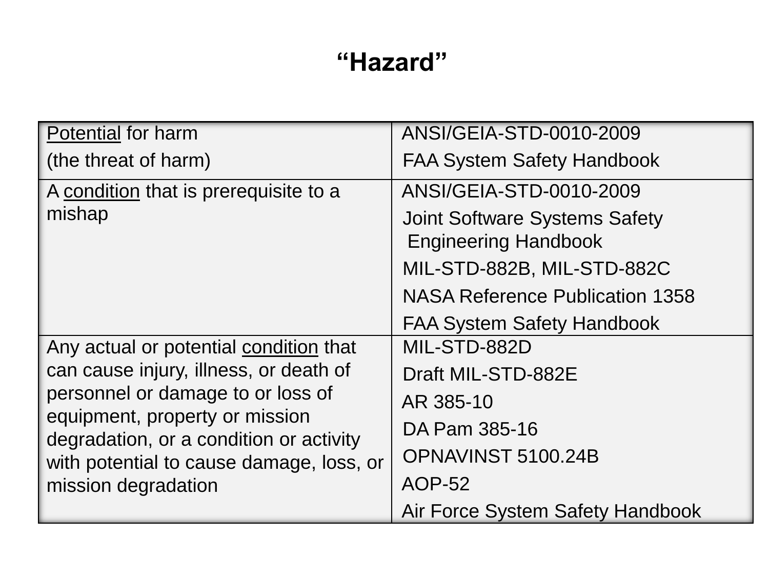# “Hazard”

| Definition | Sources |
|---|---|
| Potential for harm<br>(the threat of harm) | ANSI/GEIA-STD-0010-2009<br>FAA System Safety Handbook |
| A condition that is prerequisite to a mishap | ANSI/GEIA-STD-0010-2009<br>Joint Software Systems Safety Engineering Handbook<br>MIL-STD-882B, MIL-STD-882C<br>NASA Reference Publication 1358<br>FAA System Safety Handbook |
| Any actual or potential condition that can cause injury, illness, or death of personnel or damage to or loss of equipment, property or mission degradation, or a condition or activity with potential to cause damage, loss, or mission degradation | MIL-STD-882D<br>Draft MIL-STD-882E<br>AR 385-10<br>DA Pam 385-16<br>OPNAVINST 5100.24B<br>AOP-52<br>Air Force System Safety Handbook |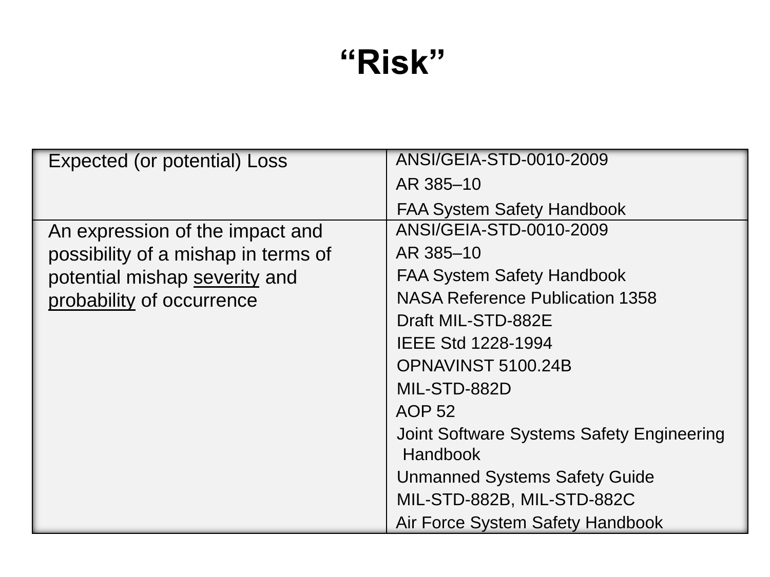# "Risk"

| | |
|---|---|
| Expected (or potential) Loss | ANSI/GEIA-STD-0010-2009<br>AR 385–10<br>FAA System Safety Handbook |
| An expression of the impact and possibility of a mishap in terms of potential mishap <u>severity</u> and <u>probability</u> of occurrence | ANSI/GEIA-STD-0010-2009<br>AR 385–10<br>FAA System Safety Handbook<br>NASA Reference Publication 1358<br>Draft MIL-STD-882E<br>IEEE Std 1228-1994<br>OPNAVINST 5100.24B<br>MIL-STD-882D<br>AOP 52<br>Joint Software Systems Safety Engineering Handbook<br>Unmanned Systems Safety Guide<br>MIL-STD-882B, MIL-STD-882C<br>Air Force System Safety Handbook |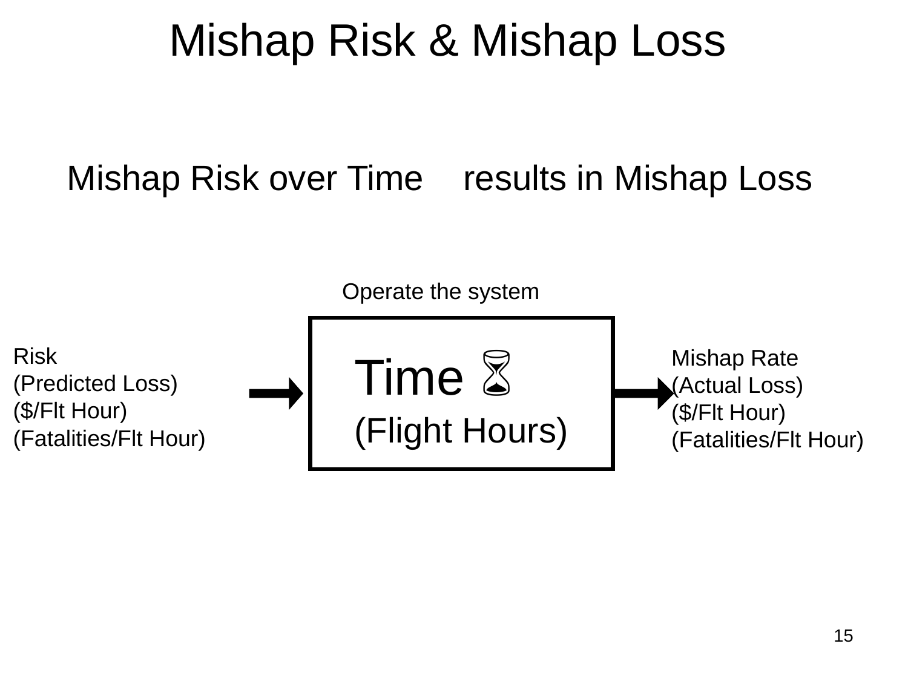# Mishap Risk & Mishap Loss

Mishap Risk over Time results in Mishap Loss

Operate the system

Risk
(Predicted Loss)
($/Flt Hour)
(Fatalities/Flt Hour)

→

Time ⌛
(Flight Hours)

→

Mishap Rate
(Actual Loss)
($/Flt Hour)
(Fatalities/Flt Hour)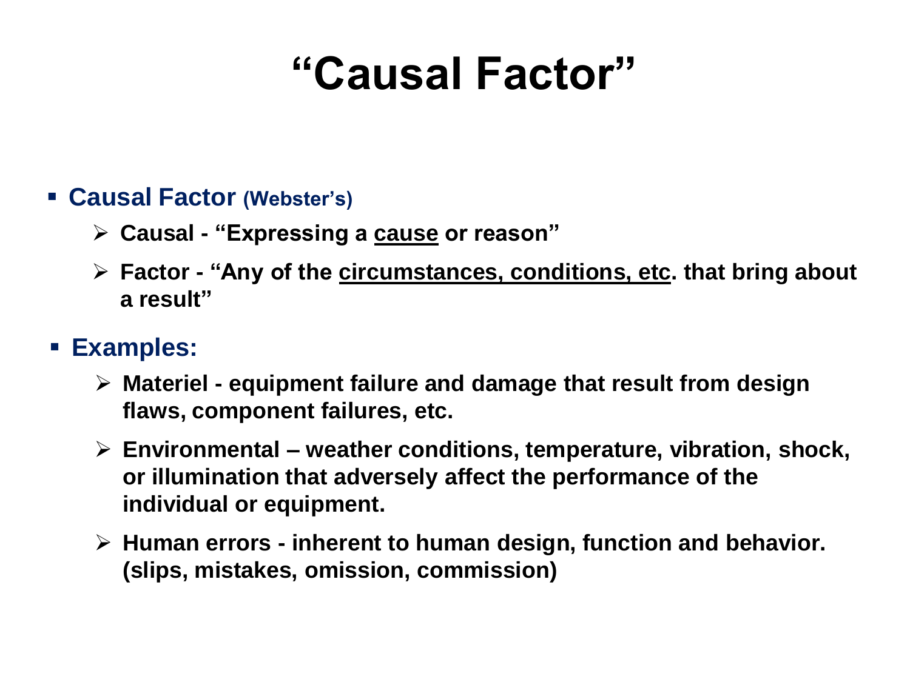# "Causal Factor"

- **Causal Factor (Webster's)**
  - **Causal - "Expressing a <u>cause</u> or reason"**
  - **Factor - "Any of the <u>circumstances, conditions, etc</u>. that bring about a result"**
- **Examples:**
  - **Materiel - equipment failure and damage that result from design flaws, component failures, etc.**
  - **Environmental – weather conditions, temperature, vibration, shock, or illumination that adversely affect the performance of the individual or equipment.**
  - **Human errors - inherent to human design, function and behavior. (slips, mistakes, omission, commission)**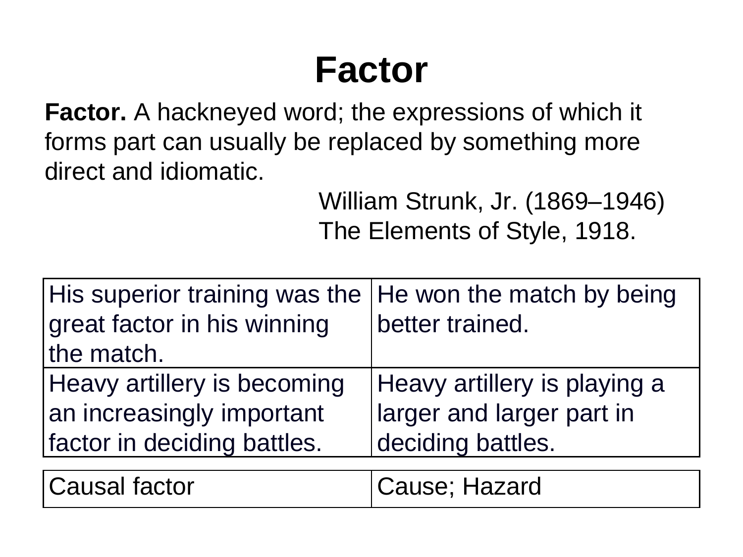# Factor

**Factor.** A hackneyed word; the expressions of which it forms part can usually be replaced by something more direct and idiomatic.

William Strunk, Jr. (1869–1946)
The Elements of Style, 1918.

| | |
|---|---|
| His superior training was the great factor in his winning the match. | He won the match by being better trained. |
| Heavy artillery is becoming an increasingly important factor in deciding battles. | Heavy artillery is playing a larger and larger part in deciding battles. |

| | |
|---|---|
| Causal factor | Cause; Hazard |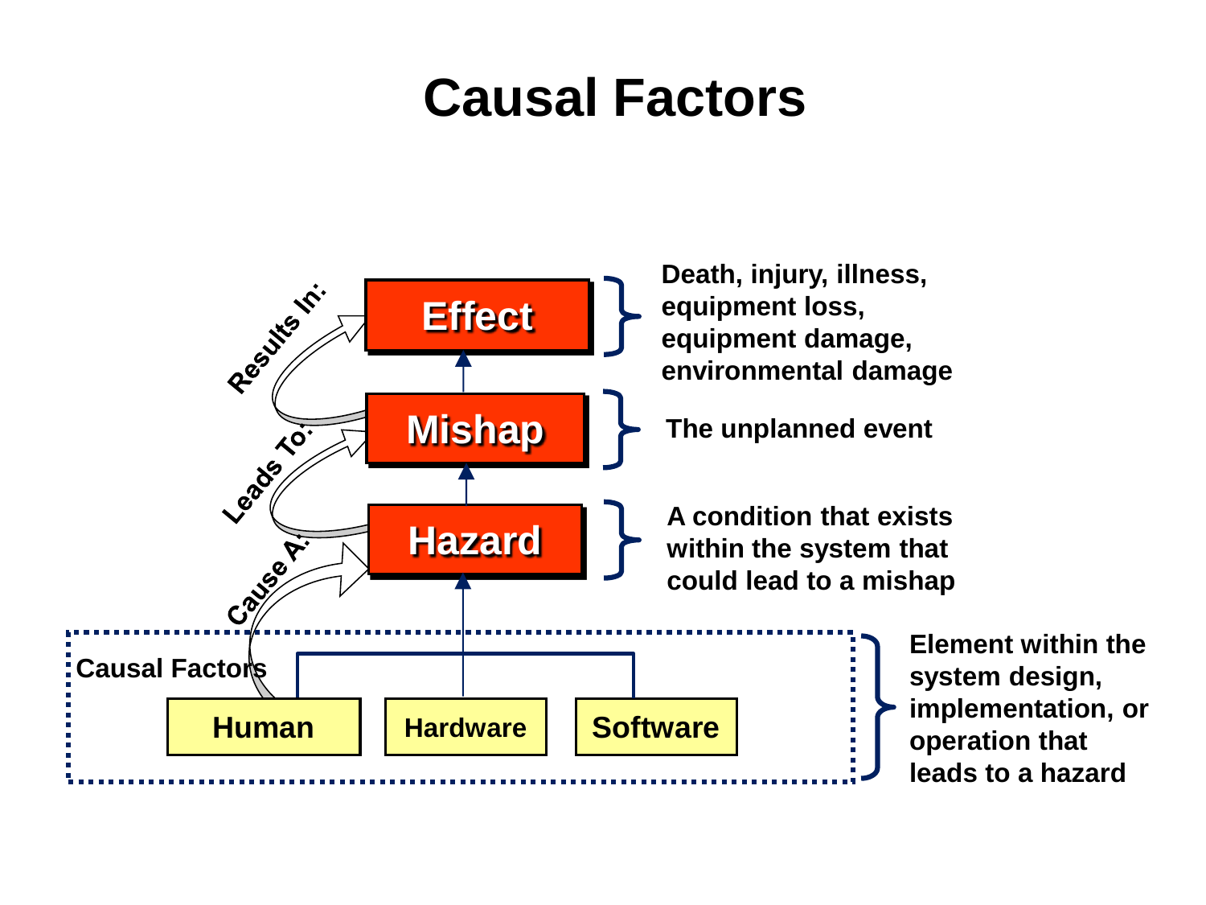# Causal Factors

**Effect** — Death, injury, illness, equipment loss, equipment damage, environmental damage

**Mishap** — The unplanned event

**Hazard** — A condition that exists within the system that could lead to a mishap

**Causal Factors** (Human, Hardware, Software) — Element within the system design, implementation, or operation that leads to a hazard

Causal Factors Cause A: Hazard, which Leads To: Mishap, which Results In: Effect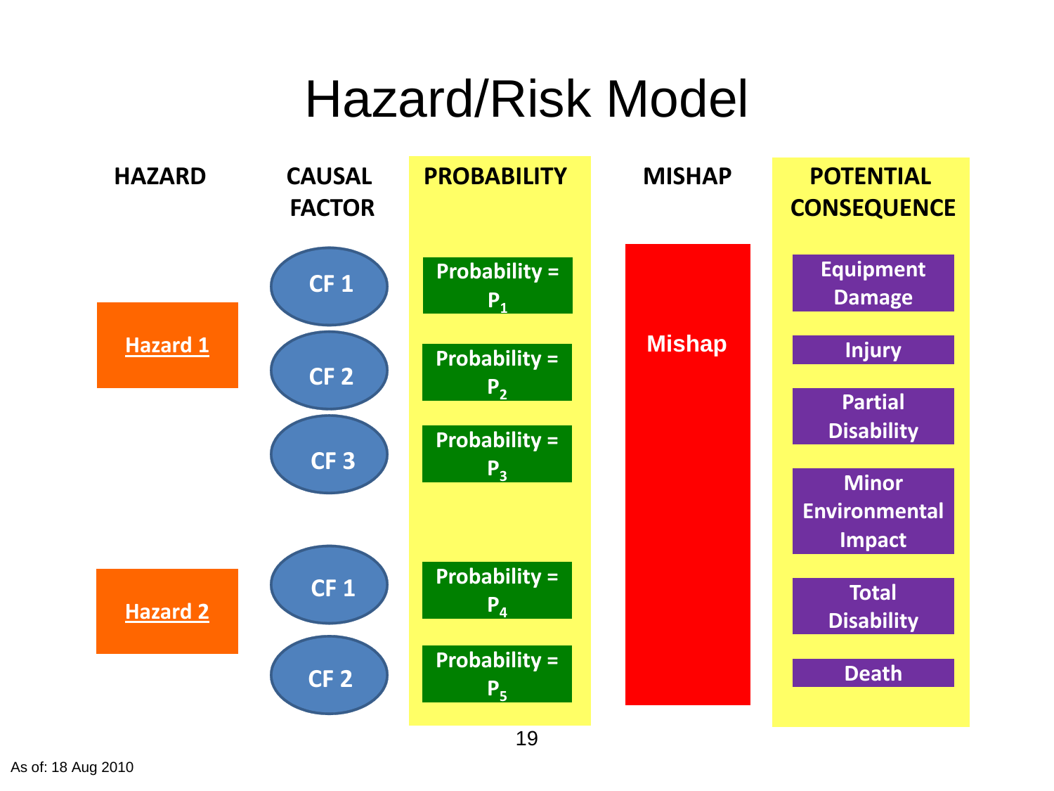# Hazard/Risk Model

| HAZARD | CAUSAL FACTOR | PROBABILITY | MISHAP | POTENTIAL CONSEQUENCE |
|---|---|---|---|---|
| Hazard 1 | CF 1 | Probability = $P_1$ | Mishap | Equipment Damage |
| | CF 2 | Probability = $P_2$ | | Injury |
| | CF 3 | Probability = $P_3$ | | Partial Disability |
| | | | | Minor Environmental Impact |
| Hazard 2 | CF 1 | Probability = $P_4$ | | Total Disability |
| | CF 2 | Probability = $P_5$ | | Death |

As of: 18 Aug 2010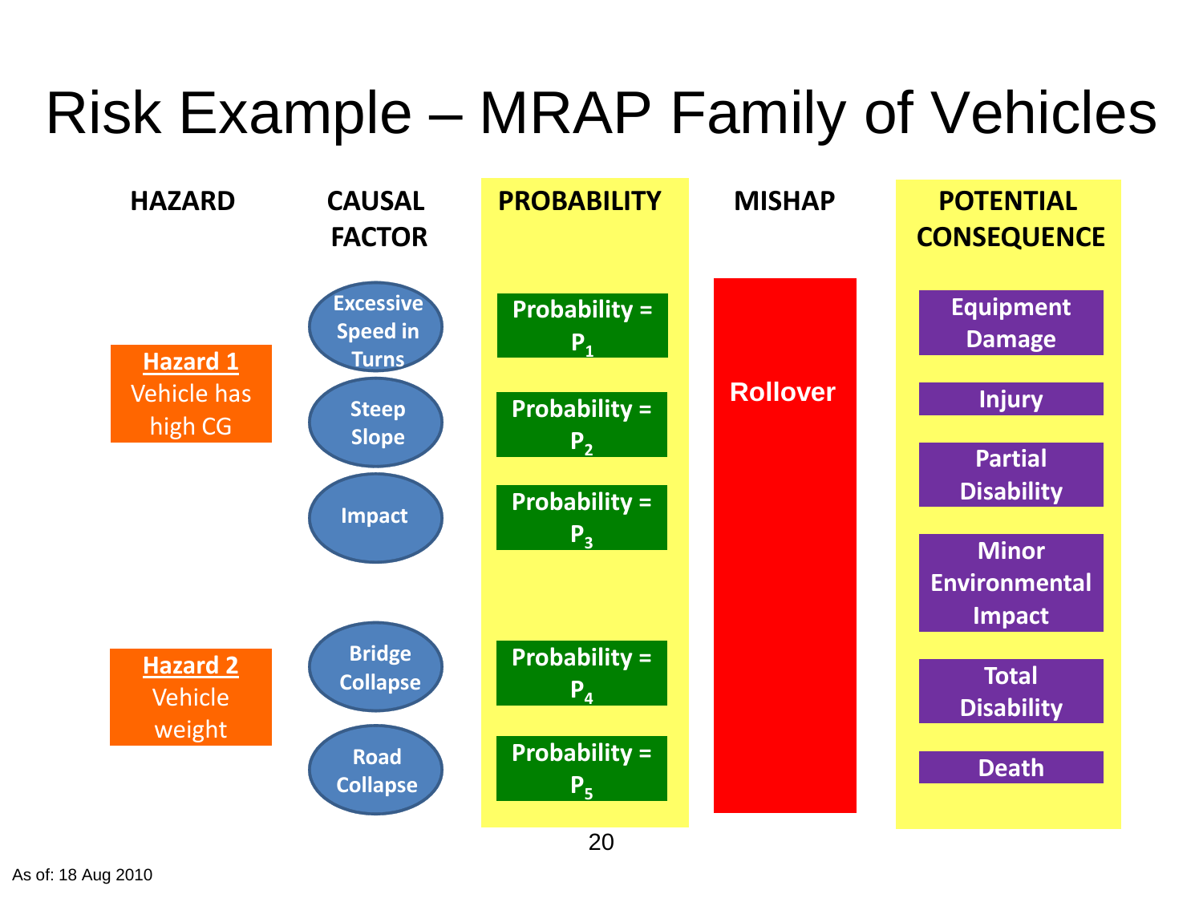# Risk Example – MRAP Family of Vehicles

| HAZARD | CAUSAL FACTOR | PROBABILITY | MISHAP | POTENTIAL CONSEQUENCE |
|---|---|---|---|---|
| **Hazard 1** Vehicle has high CG | Excessive Speed in Turns | Probability = $P_1$ | Rollover | Equipment Damage |
| | Steep Slope | Probability = $P_2$ | | Injury |
| | Impact | Probability = $P_3$ | | Partial Disability |
| | | | | Minor Environmental Impact |
| **Hazard 2** Vehicle weight | Bridge Collapse | Probability = $P_4$ | | Total Disability |
| | Road Collapse | Probability = $P_5$ | | Death |

As of: 18 Aug 2010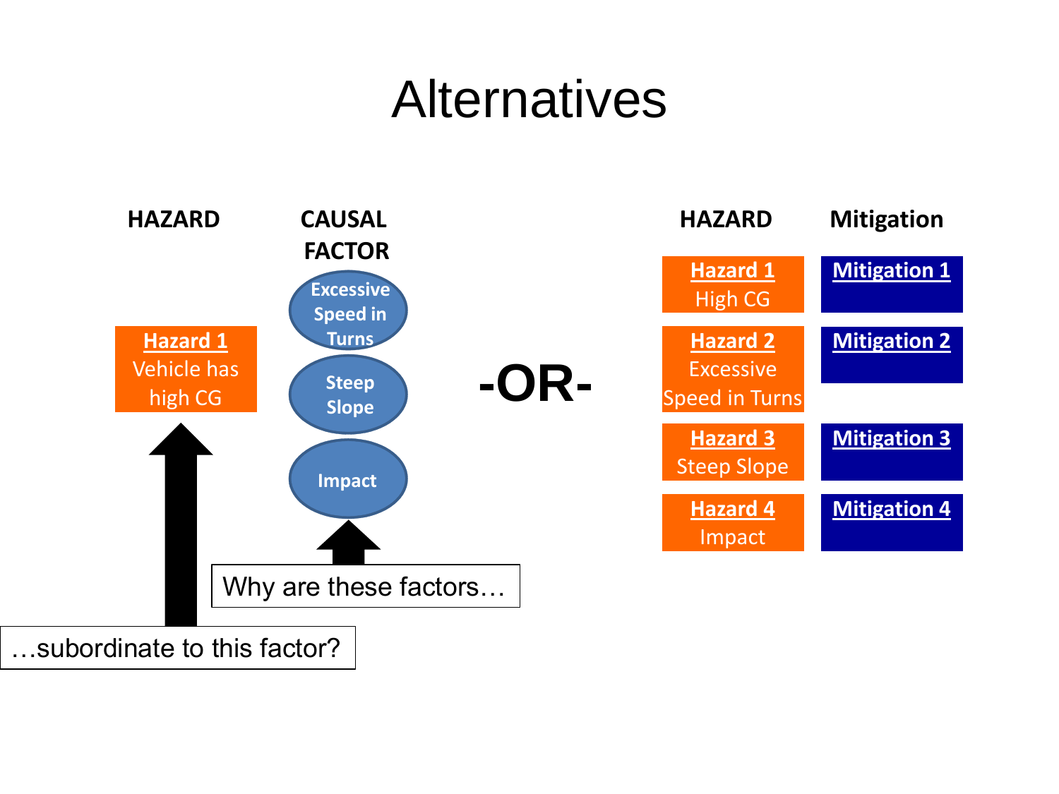# Alternatives

| HAZARD | CAUSAL FACTOR |
| --- | --- |
| **Hazard 1** Vehicle has high CG | Excessive Speed in Turns |
| | Steep Slope |
| | Impact |

Why are these factors…

…subordinate to this factor?

**-OR-**

| HAZARD | Mitigation |
| --- | --- |
| **Hazard 1** High CG | **Mitigation 1** |
| **Hazard 2** Excessive Speed in Turns | **Mitigation 2** |
| **Hazard 3** Steep Slope | **Mitigation 3** |
| **Hazard 4** Impact | **Mitigation 4** |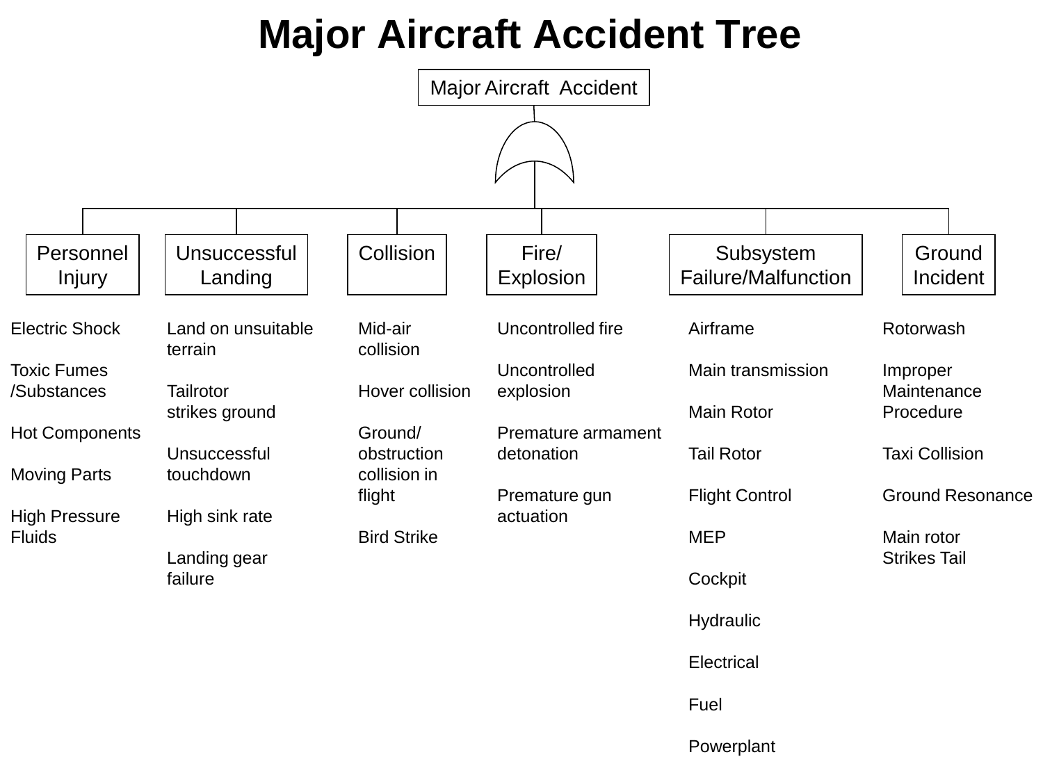# Major Aircraft Accident Tree

Major Aircraft Accident

- **Personnel Injury**
  - Electric Shock
  - Toxic Fumes /Substances
  - Hot Components
  - Moving Parts
  - High Pressure Fluids
- **Unsuccessful Landing**
  - Land on unsuitable terrain
  - Tailrotor strikes ground
  - Unsuccessful touchdown
  - High sink rate
  - Landing gear failure
- **Collision**
  - Mid-air collision
  - Hover collision
  - Ground/ obstruction collision in flight
  - Bird Strike
- **Fire/ Explosion**
  - Uncontrolled fire
  - Uncontrolled explosion
  - Premature armament detonation
  - Premature gun actuation
- **Subsystem Failure/Malfunction**
  - Airframe
  - Main transmission
  - Main Rotor
  - Tail Rotor
  - Flight Control
  - MEP
  - Cockpit
  - Hydraulic
  - Electrical
  - Fuel
  - Powerplant
- **Ground Incident**
  - Rotorwash
  - Improper Maintenance Procedure
  - Taxi Collision
  - Ground Resonance
  - Main rotor Strikes Tail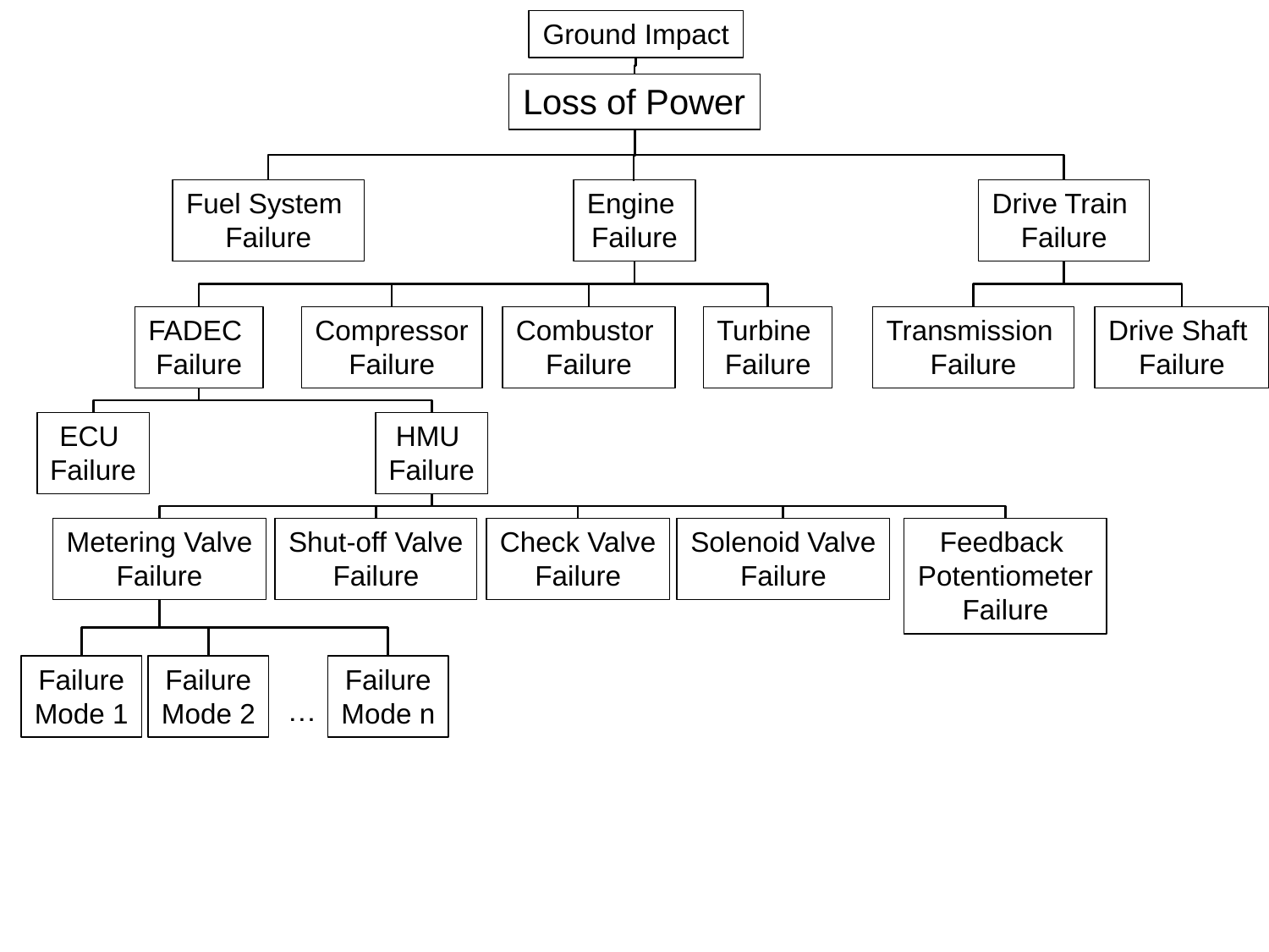- Ground Impact
  - Loss of Power
    - Fuel System Failure
    - Engine Failure
      - FADEC Failure
        - ECU Failure
        - HMU Failure
          - Metering Valve Failure
            - Failure Mode 1
            - Failure Mode 2
            - …
            - Failure Mode n
          - Shut-off Valve Failure
          - Check Valve Failure
          - Solenoid Valve Failure
          - Feedback Potentiometer Failure
      - Compressor Failure
      - Combustor Failure
      - Turbine Failure
    - Drive Train Failure
      - Transmission Failure
      - Drive Shaft Failure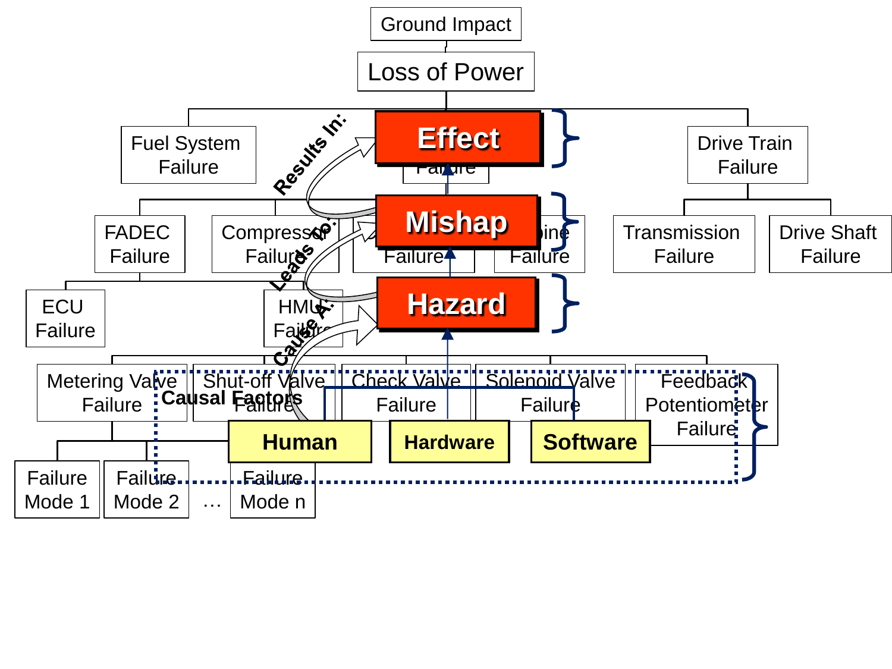Ground Impact

Loss of Power

Fuel System Failure

Effect

Failure

Drive Train Failure

Results In:

Mishap

FADEC Failure

Compressor Failure

Failure

...bine Failure

Transmission Failure

Drive Shaft Failure

Leads To:

Hazard

ECU Failure

HMU Failure

Cause A:

Metering Valve Failure

Shut-off Valve Failure

Check Valve Failure

Solenoid Valve Failure

Feedback Potentiometer Failure

Causal Factors

Human

Hardware

Software

Failure Mode 1

Failure Mode 2

…

Failure Mode n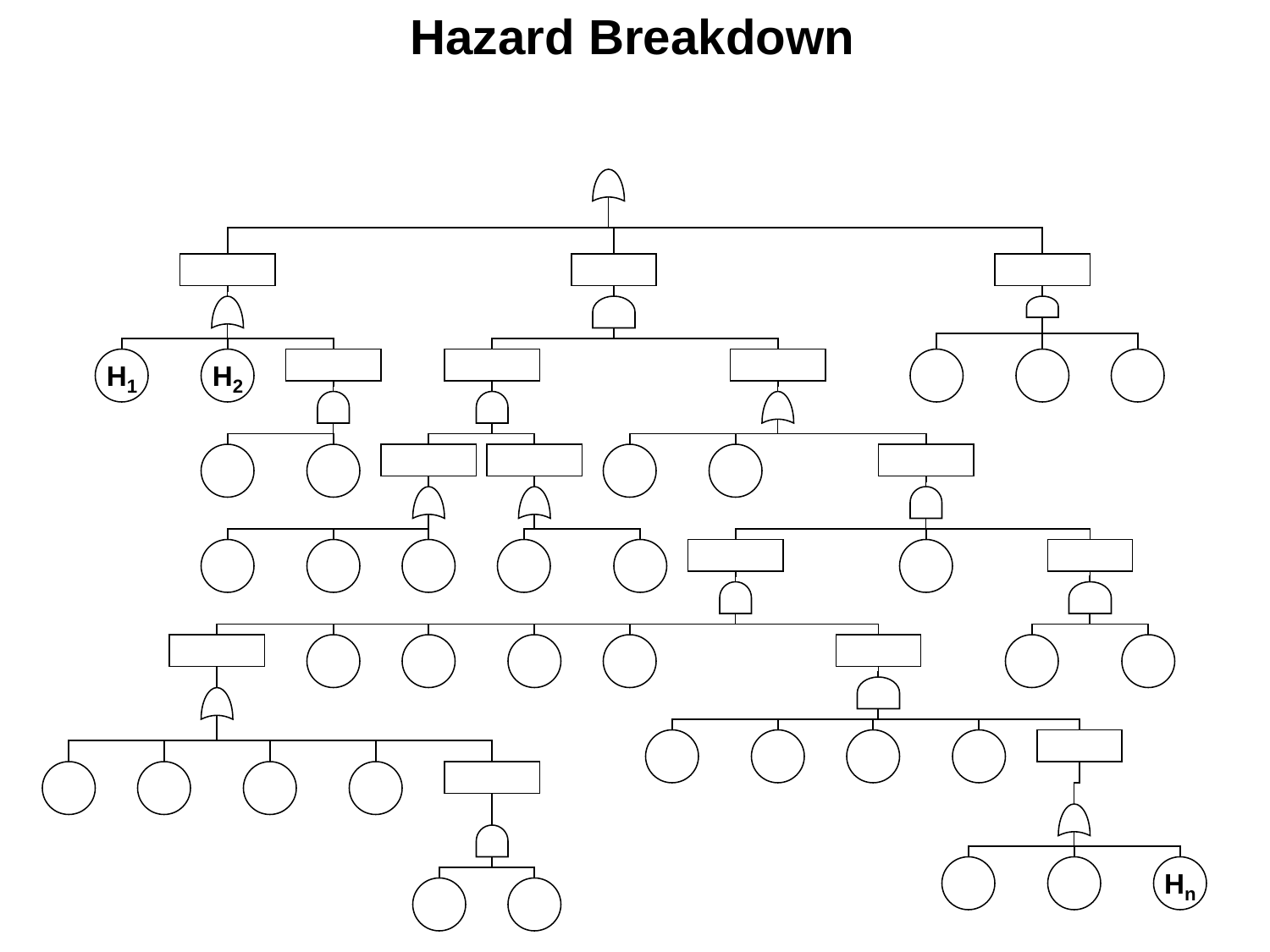# Hazard Breakdown

$H_1$ $H_2$ $H_n$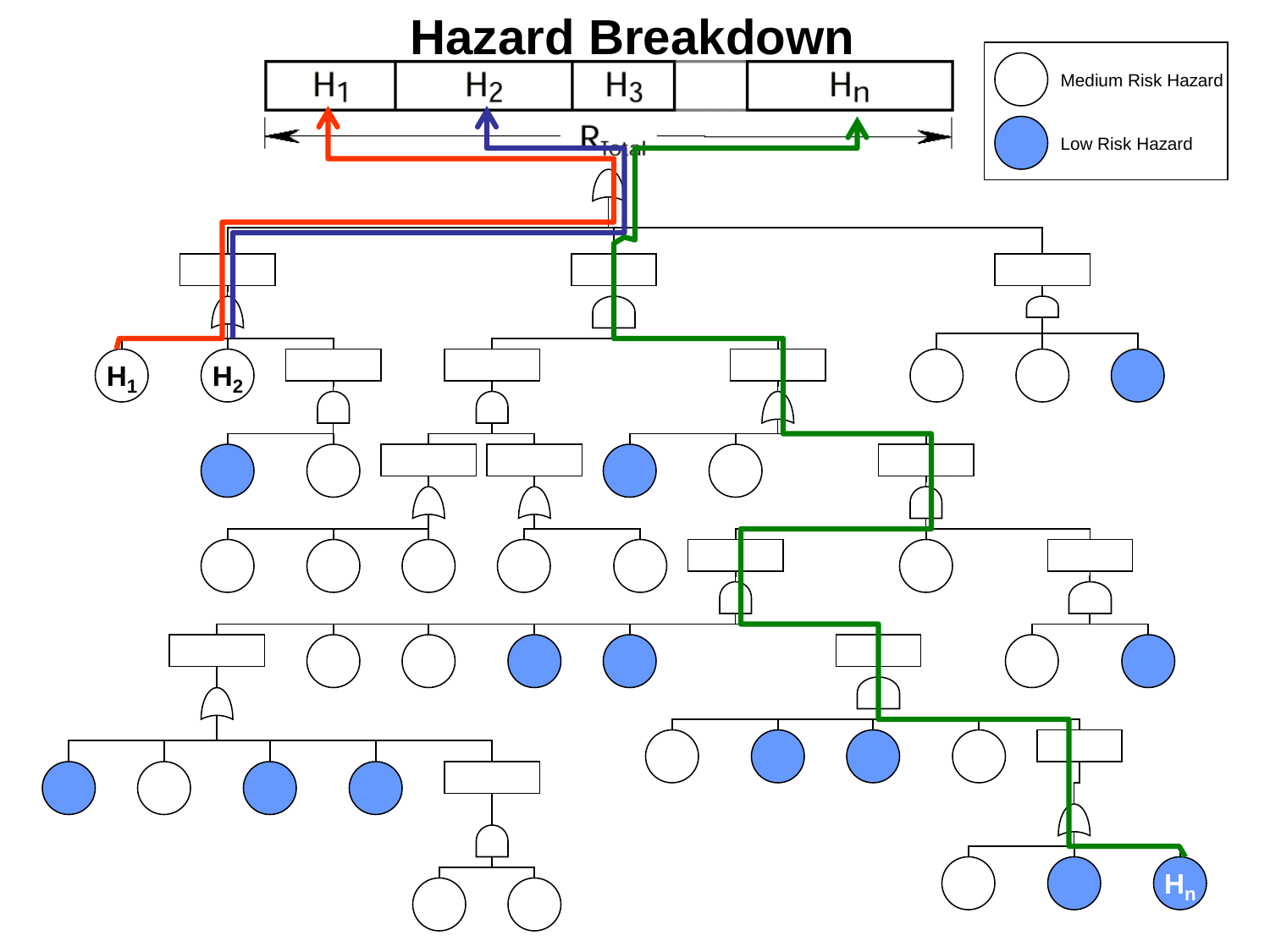# Hazard Breakdown

| $H_1$ | $H_2$ | $H_3$ | | $H_n$ |
|---|---|---|---|---|

$R_{Total}$

- Medium Risk Hazard
- Low Risk Hazard

$H_1$

$H_2$

$H_n$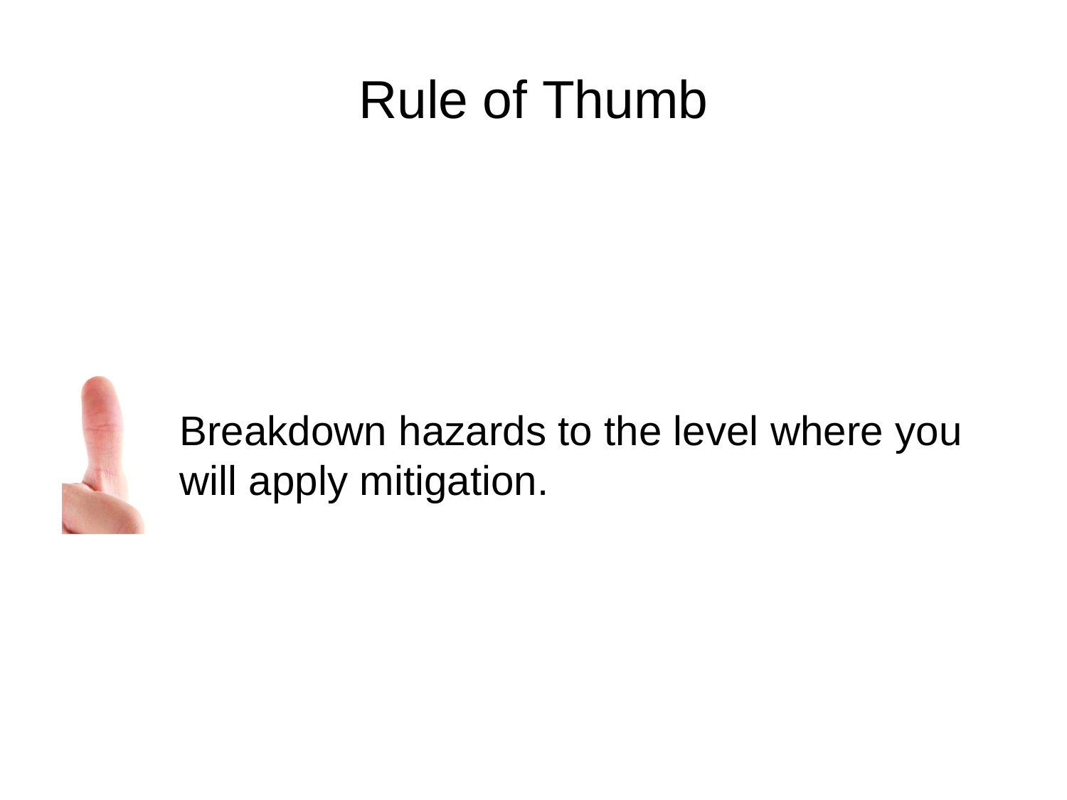# Rule of Thumb

Breakdown hazards to the level where you will apply mitigation.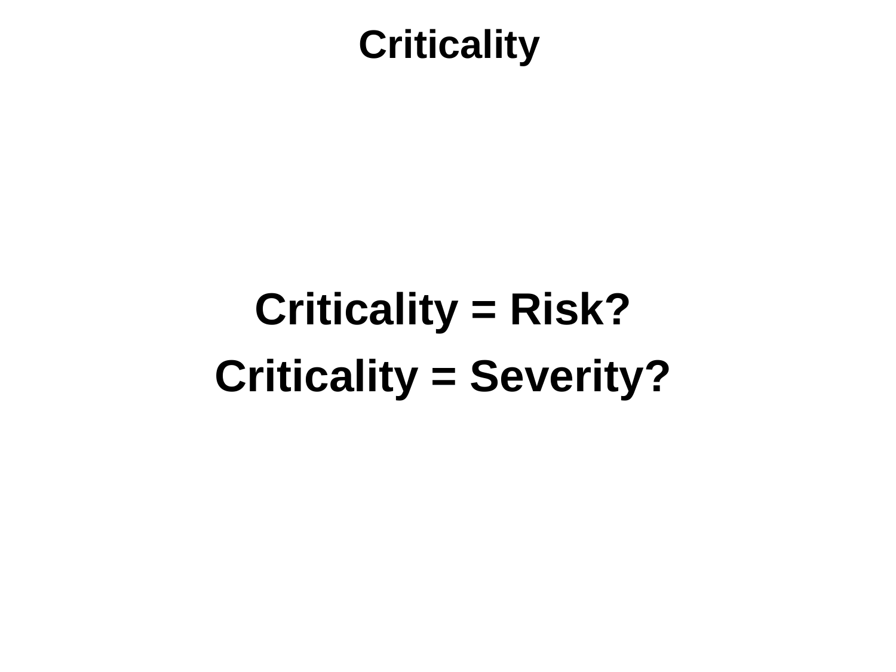# Criticality

**Criticality = Risk?**

**Criticality = Severity?**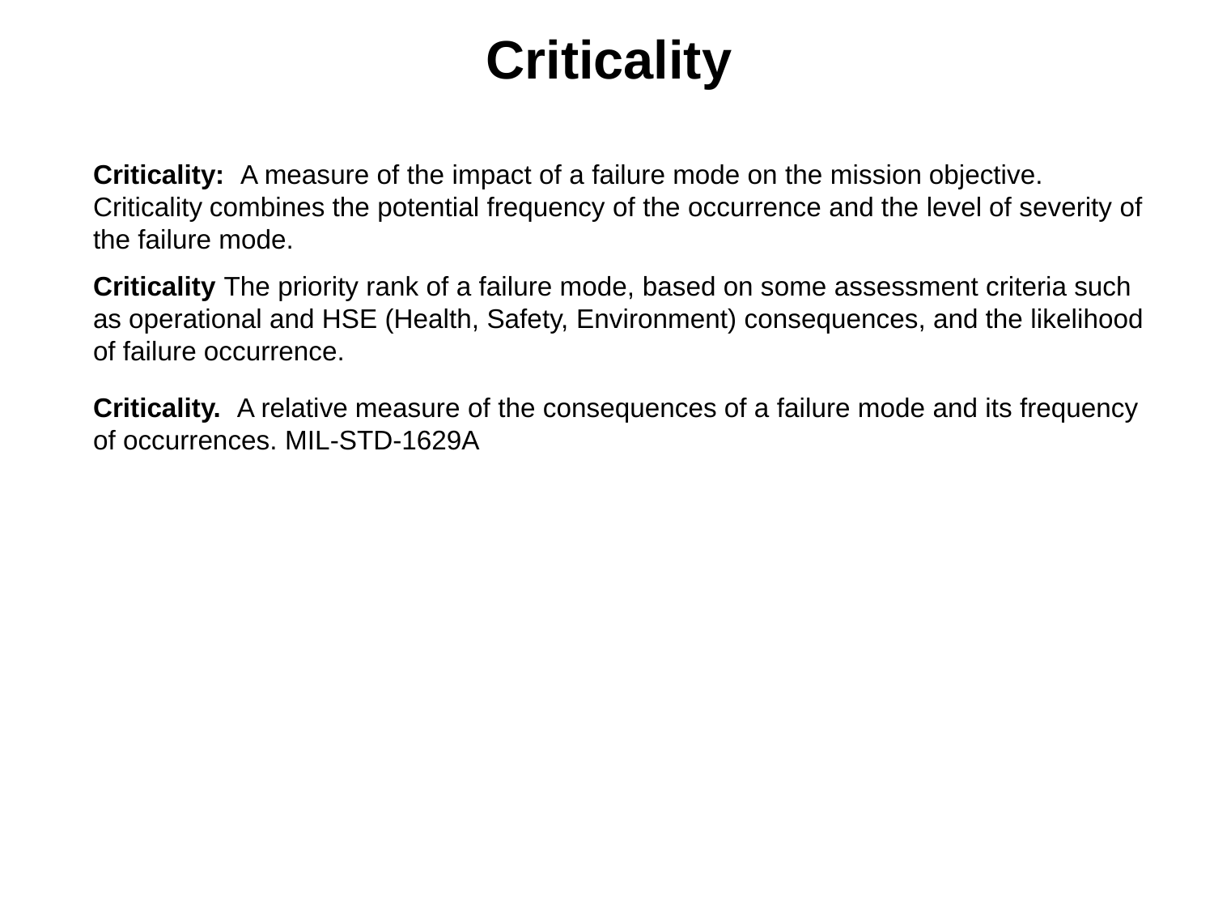# Criticality

**Criticality:** A measure of the impact of a failure mode on the mission objective. Criticality combines the potential frequency of the occurrence and the level of severity of the failure mode.

**Criticality** The priority rank of a failure mode, based on some assessment criteria such as operational and HSE (Health, Safety, Environment) consequences, and the likelihood of failure occurrence.

**Criticality.** A relative measure of the consequences of a failure mode and its frequency of occurrences. MIL-STD-1629A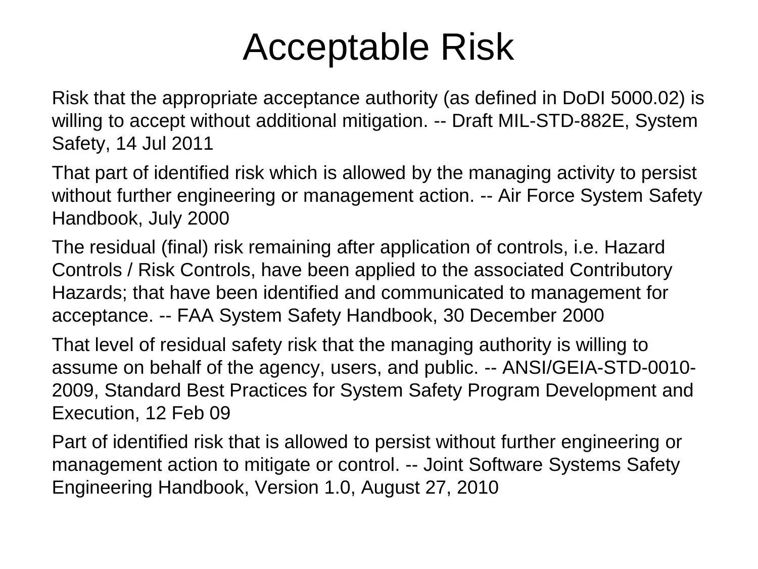# Acceptable Risk

Risk that the appropriate acceptance authority (as defined in DoDI 5000.02) is willing to accept without additional mitigation. -- Draft MIL-STD-882E, System Safety, 14 Jul 2011

That part of identified risk which is allowed by the managing activity to persist without further engineering or management action. -- Air Force System Safety Handbook, July 2000

The residual (final) risk remaining after application of controls, i.e. Hazard Controls / Risk Controls, have been applied to the associated Contributory Hazards; that have been identified and communicated to management for acceptance. -- FAA System Safety Handbook, 30 December 2000

That level of residual safety risk that the managing authority is willing to assume on behalf of the agency, users, and public. -- ANSI/GEIA-STD-0010-2009, Standard Best Practices for System Safety Program Development and Execution, 12 Feb 09

Part of identified risk that is allowed to persist without further engineering or management action to mitigate or control. -- Joint Software Systems Safety Engineering Handbook, Version 1.0, August 27, 2010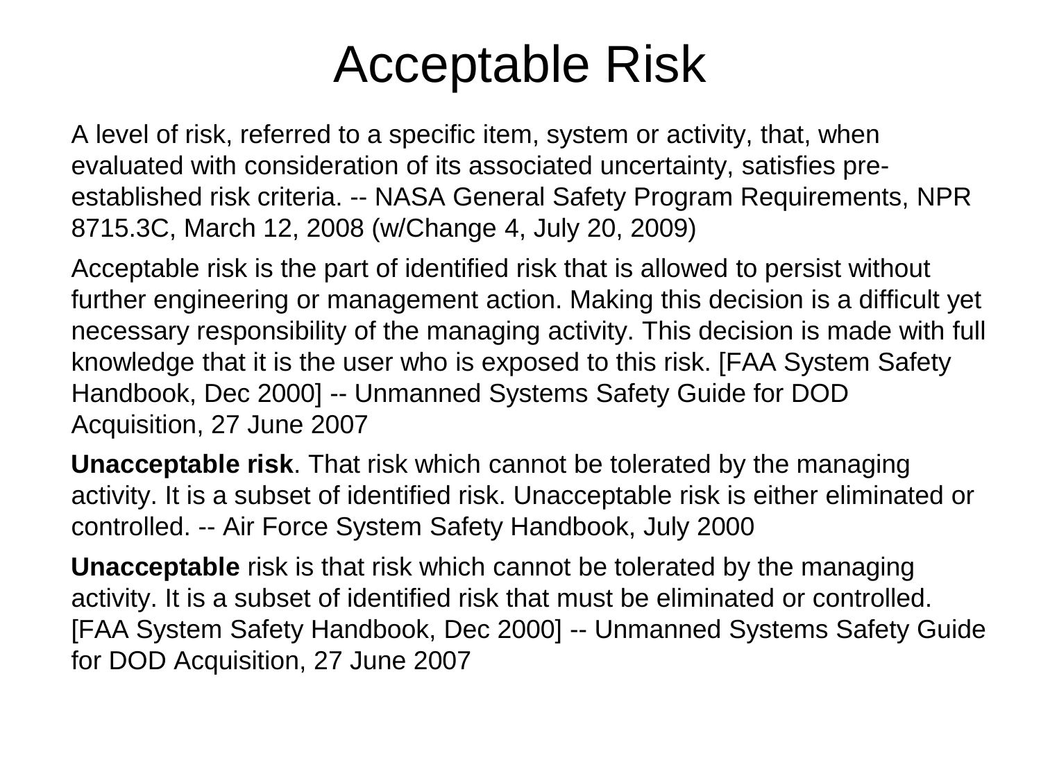# Acceptable Risk

A level of risk, referred to a specific item, system or activity, that, when evaluated with consideration of its associated uncertainty, satisfies pre-established risk criteria. -- NASA General Safety Program Requirements, NPR 8715.3C, March 12, 2008 (w/Change 4, July 20, 2009)

Acceptable risk is the part of identified risk that is allowed to persist without further engineering or management action. Making this decision is a difficult yet necessary responsibility of the managing activity. This decision is made with full knowledge that it is the user who is exposed to this risk. [FAA System Safety Handbook, Dec 2000] -- Unmanned Systems Safety Guide for DOD Acquisition, 27 June 2007

**Unacceptable risk**. That risk which cannot be tolerated by the managing activity. It is a subset of identified risk. Unacceptable risk is either eliminated or controlled. -- Air Force System Safety Handbook, July 2000

**Unacceptable** risk is that risk which cannot be tolerated by the managing activity. It is a subset of identified risk that must be eliminated or controlled. [FAA System Safety Handbook, Dec 2000] -- Unmanned Systems Safety Guide for DOD Acquisition, 27 June 2007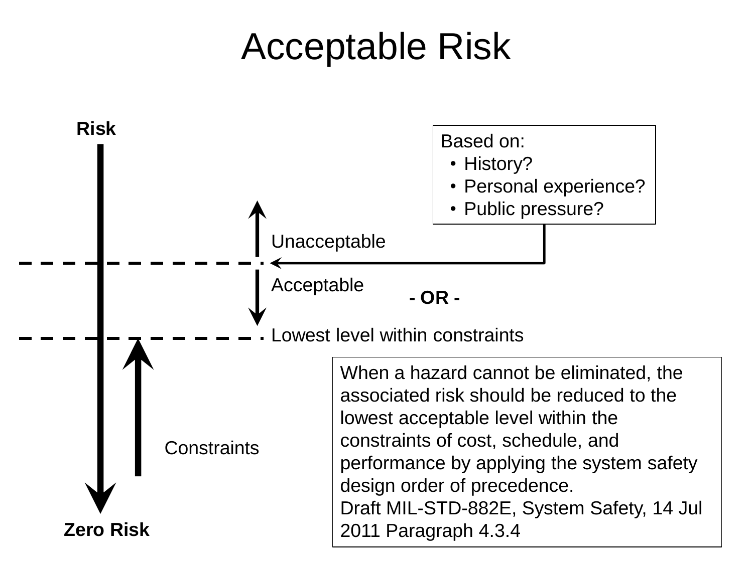# Acceptable Risk

Risk

Based on:
- History?
- Personal experience?
- Public pressure?

Unacceptable

Acceptable

- OR -

Lowest level within constraints

Constraints

Zero Risk

When a hazard cannot be eliminated, the associated risk should be reduced to the lowest acceptable level within the constraints of cost, schedule, and performance by applying the system safety design order of precedence.
Draft MIL-STD-882E, System Safety, 14 Jul 2011 Paragraph 4.3.4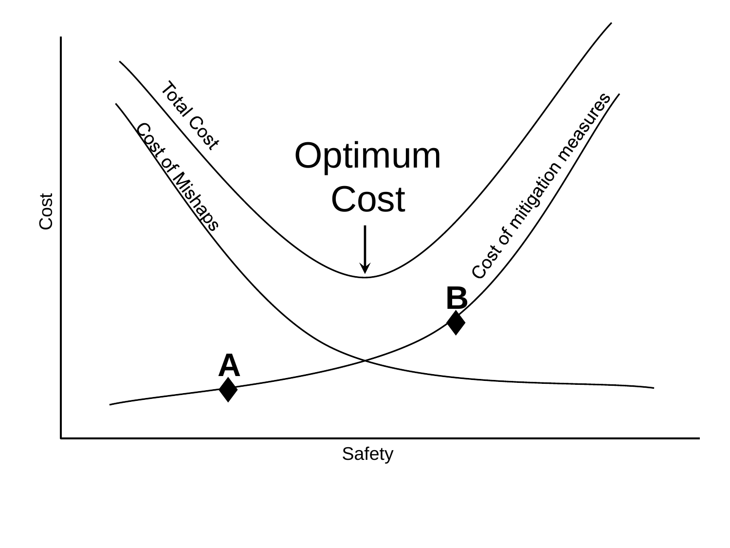Optimum Cost

Total Cost

Cost of Mishaps

Cost of mitigation measures

Cost

Safety

A

B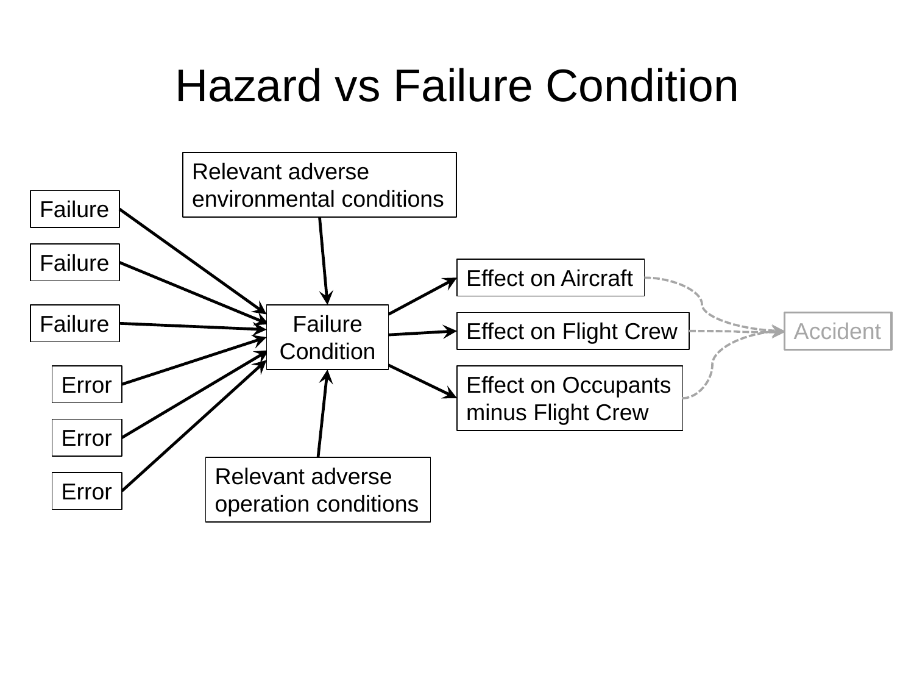# Hazard vs Failure Condition

Relevant adverse environmental conditions

Failure

Failure

Failure

Error

Error

Error

Failure Condition

Relevant adverse operation conditions

Effect on Aircraft

Effect on Flight Crew

Effect on Occupants minus Flight Crew

Accident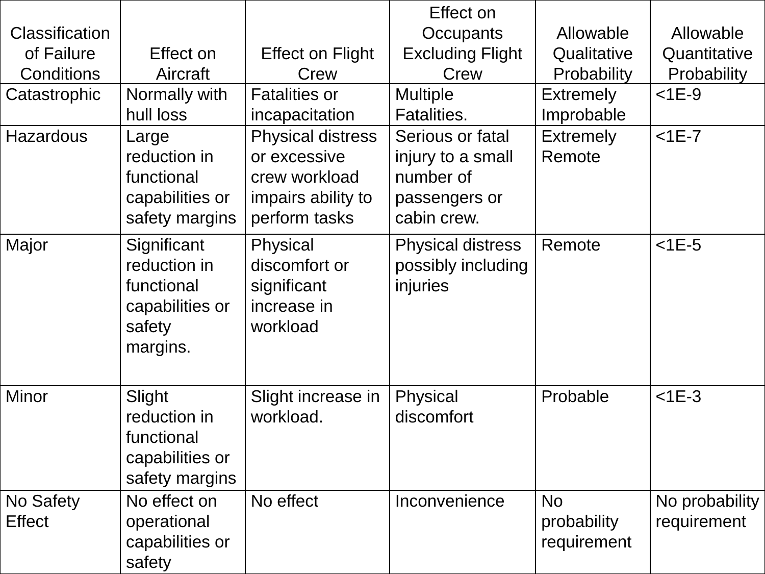| Classification of Failure Conditions | Effect on Aircraft | Effect on Flight Crew | Effect on Occupants Excluding Flight Crew | Allowable Qualitative Probability | Allowable Quantitative Probability |
|---|---|---|---|---|---|
| Catastrophic | Normally with hull loss | Fatalities or incapacitation | Multiple Fatalities. | Extremely Improbable | <1E-9 |
| Hazardous | Large reduction in functional capabilities or safety margins | Physical distress or excessive crew workload impairs ability to perform tasks | Serious or fatal injury to a small number of passengers or cabin crew. | Extremely Remote | <1E-7 |
| Major | Significant reduction in functional capabilities or safety margins. | Physical discomfort or significant increase in workload | Physical distress possibly including injuries | Remote | <1E-5 |
| Minor | Slight reduction in functional capabilities or safety margins | Slight increase in workload. | Physical discomfort | Probable | <1E-3 |
| No Safety Effect | No effect on operational capabilities or safety | No effect | Inconvenience | No probability requirement | No probability requirement |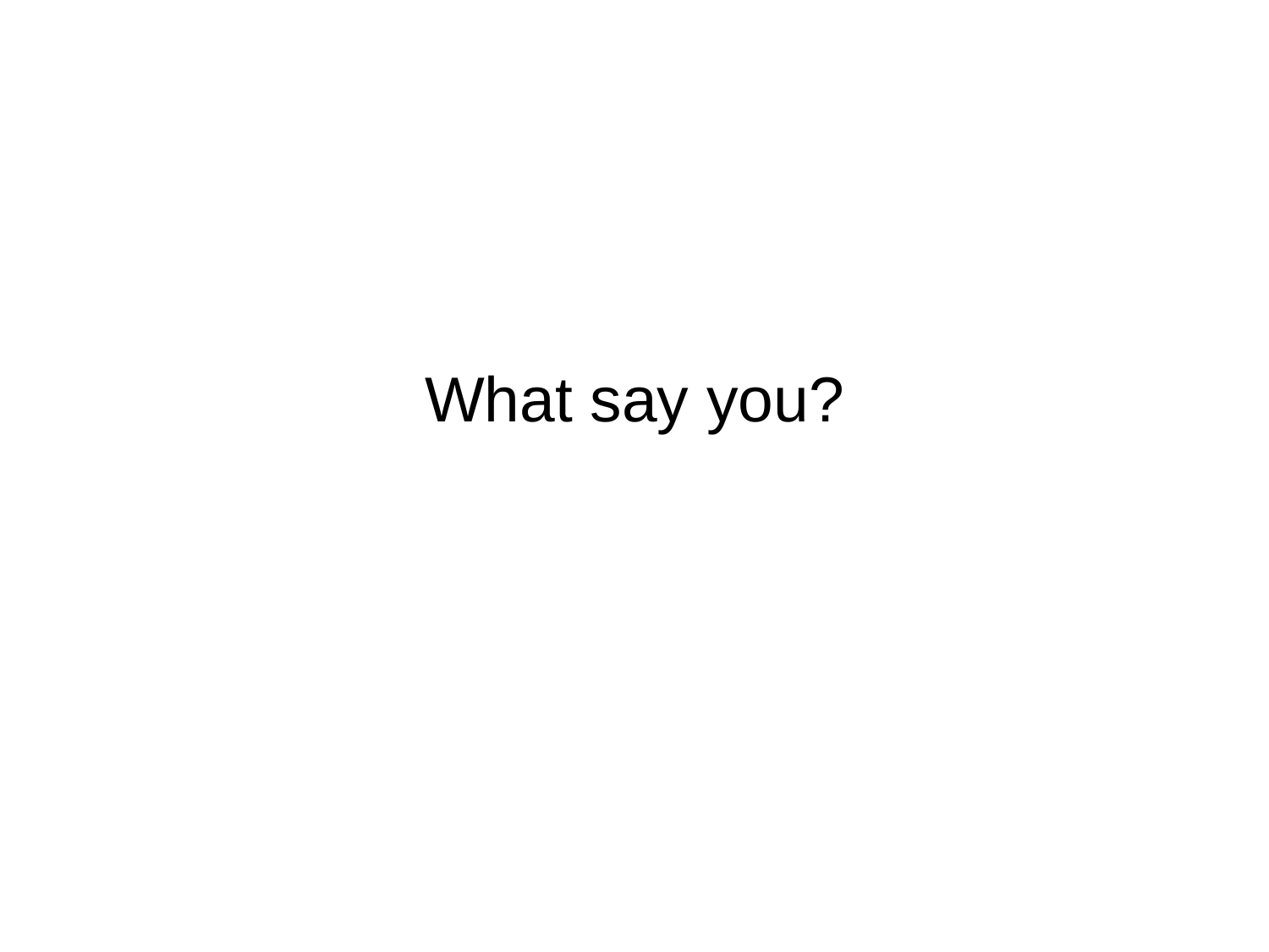What say you?